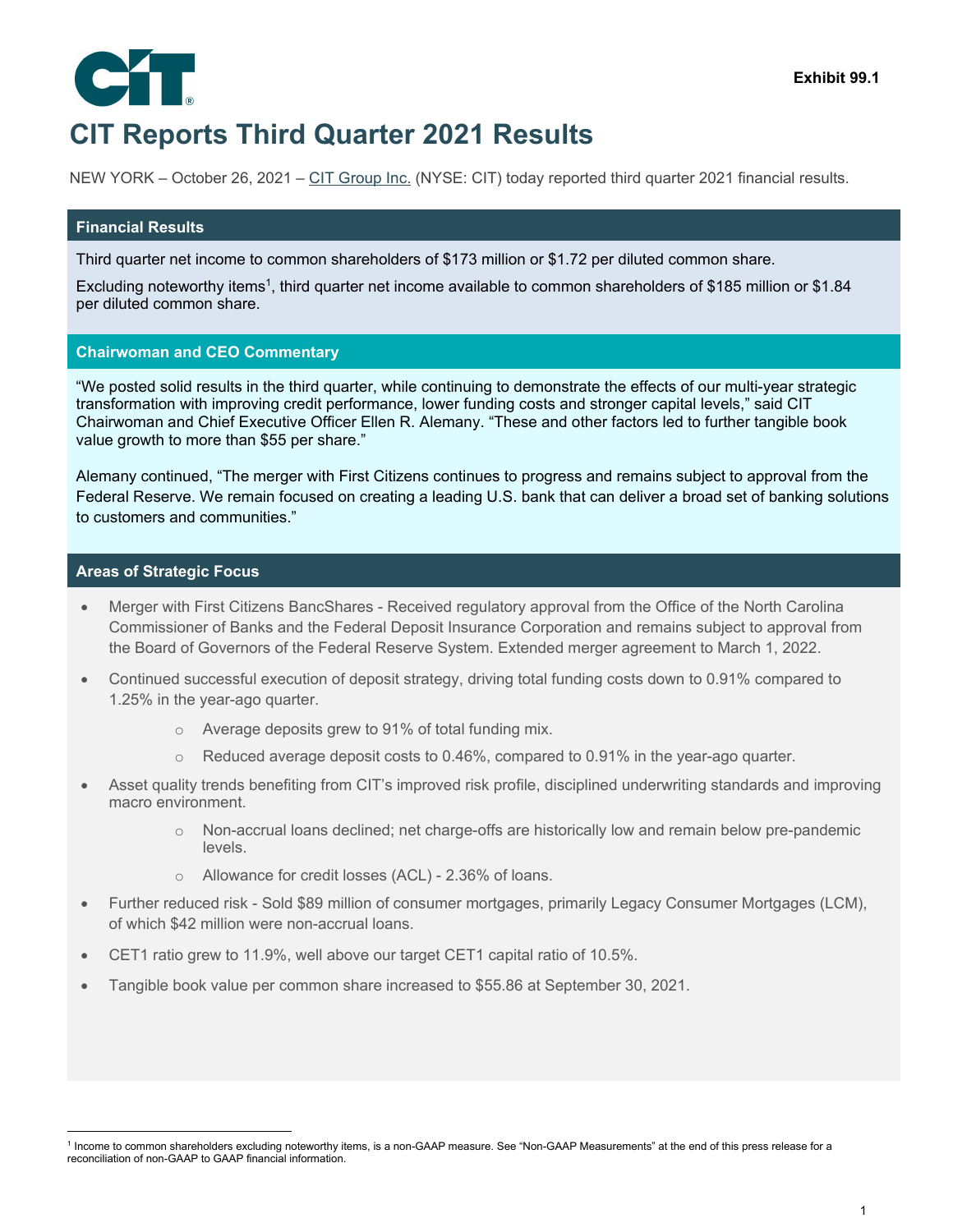Exhibit 99.1

# CIT Reports Third Quarter 2021 Results

NEW YORK – October 26, 2021 – CIT Group Inc. (NYSE: CIT) today reported third quarter 2021 financial results.

## Financial Results

Third quarter net income to common shareholders of $173 million or $1.72 per diluted common share.

Excluding noteworthy items[1], third quarter net income available to common shareholders of $185 million or $1.84 per diluted common share.

## Chairwoman and CEO Commentary

"We posted solid results in the third quarter, while continuing to demonstrate the effects of our multi-year strategic transformation with improving credit performance, lower funding costs and stronger capital levels," said CIT Chairwoman and Chief Executive Officer Ellen R. Alemany. "These and other factors led to further tangible book value growth to more than $55 per share."

Alemany continued, "The merger with First Citizens continues to progress and remains subject to approval from the Federal Reserve. We remain focused on creating a leading U.S. bank that can deliver a broad set of banking solutions to customers and communities."

## Areas of Strategic Focus

- Merger with First Citizens BancShares - Received regulatory approval from the Office of the North Carolina Commissioner of Banks and the Federal Deposit Insurance Corporation and remains subject to approval from the Board of Governors of the Federal Reserve System. Extended merger agreement to March 1, 2022.
- Continued successful execution of deposit strategy, driving total funding costs down to 0.91% compared to 1.25% in the year-ago quarter.
  - Average deposits grew to 91% of total funding mix.
  - Reduced average deposit costs to 0.46%, compared to 0.91% in the year-ago quarter.
- Asset quality trends benefiting from CIT's improved risk profile, disciplined underwriting standards and improving macro environment.
  - Non-accrual loans declined; net charge-offs are historically low and remain below pre-pandemic levels.
  - Allowance for credit losses (ACL) - 2.36% of loans.
- Further reduced risk - Sold $89 million of consumer mortgages, primarily Legacy Consumer Mortgages (LCM), of which $42 million were non-accrual loans.
- CET1 ratio grew to 11.9%, well above our target CET1 capital ratio of 10.5%.
- Tangible book value per common share increased to $55.86 at September 30, 2021.

[1] Income to common shareholders excluding noteworthy items, is a non-GAAP measure. See "Non-GAAP Measurements" at the end of this press release for a reconciliation of non-GAAP to GAAP financial information.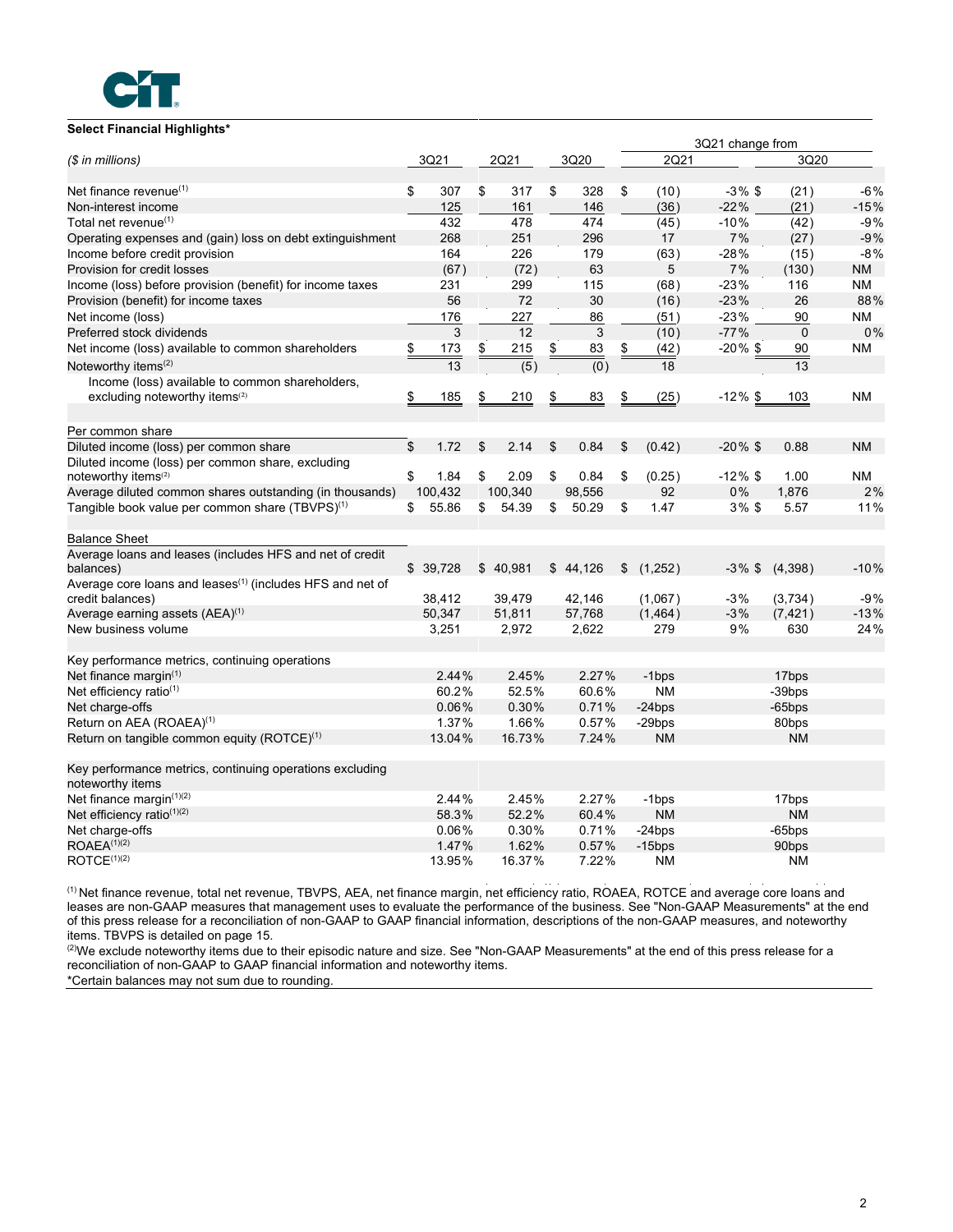**Select Financial Highlights***

| ($ in millions) | 3Q21 | 2Q21 | 3Q20 | 3Q21 change from 2Q21 | | 3Q21 change from 3Q20 | |
|---|---|---|---|---|---|---|---|
| Net finance revenue(1) | $ 307 | $ 317 | $ 328 | $ (10) | -3% | $ (21) | -6% |
| Non-interest income | 125 | 161 | 146 | (36) | -22% | (21) | -15% |
| Total net revenue(1) | 432 | 478 | 474 | (45) | -10% | (42) | -9% |
| Operating expenses and (gain) loss on debt extinguishment | 268 | 251 | 296 | 17 | 7% | (27) | -9% |
| Income before credit provision | 164 | 226 | 179 | (63) | -28% | (15) | -8% |
| Provision for credit losses | (67) | (72) | 63 | 5 | 7% | (130) | NM |
| Income (loss) before provision (benefit) for income taxes | 231 | 299 | 115 | (68) | -23% | 116 | NM |
| Provision (benefit) for income taxes | 56 | 72 | 30 | (16) | -23% | 26 | 88% |
| Net income (loss) | 176 | 227 | 86 | (51) | -23% | 90 | NM |
| Preferred stock dividends | 3 | 12 | 3 | (10) | -77% | 0 | 0% |
| Net income (loss) available to common shareholders | $ 173 | $ 215 | $ 83 | $ (42) | -20% | $ 90 | NM |
| Noteworthy items(2) | 13 | (5) | (0) | 18 | | 13 | |
| Income (loss) available to common shareholders, excluding noteworthy items(2) | $ 185 | $ 210 | $ 83 | $ (25) | -12% | $ 103 | NM |
| **Per common share** | | | | | | | |
| Diluted income (loss) per common share | $ 1.72 | $ 2.14 | $ 0.84 | $ (0.42) | -20% | $ 0.88 | NM |
| Diluted income (loss) per common share, excluding noteworthy items(2) | $ 1.84 | $ 2.09 | $ 0.84 | $ (0.25) | -12% | $ 1.00 | NM |
| Average diluted common shares outstanding (in thousands) | 100,432 | 100,340 | 98,556 | 92 | 0% | 1,876 | 2% |
| Tangible book value per common share (TBVPS)(1) | $ 55.86 | $ 54.39 | $ 50.29 | $ 1.47 | 3% | $ 5.57 | 11% |
| **Balance Sheet** | | | | | | | |
| Average loans and leases (includes HFS and net of credit balances) | $ 39,728 | $ 40,981 | $ 44,126 | $ (1,252) | -3% | $ (4,398) | -10% |
| Average core loans and leases(1) (includes HFS and net of credit balances) | 38,412 | 39,479 | 42,146 | (1,067) | -3% | (3,734) | -9% |
| Average earning assets (AEA)(1) | 50,347 | 51,811 | 57,768 | (1,464) | -3% | (7,421) | -13% |
| New business volume | 3,251 | 2,972 | 2,622 | 279 | 9% | 630 | 24% |
| **Key performance metrics, continuing operations** | | | | | | | |
| Net finance margin(1) | 2.44% | 2.45% | 2.27% | -1bps | | 17bps | |
| Net efficiency ratio(1) | 60.2% | 52.5% | 60.6% | NM | | -39bps | |
| Net charge-offs | 0.06% | 0.30% | 0.71% | -24bps | | -65bps | |
| Return on AEA (ROAEA)(1) | 1.37% | 1.66% | 0.57% | -29bps | | 80bps | |
| Return on tangible common equity (ROTCE)(1) | 13.04% | 16.73% | 7.24% | NM | | NM | |
| **Key performance metrics, continuing operations excluding noteworthy items** | | | | | | | |
| Net finance margin(1)(2) | 2.44% | 2.45% | 2.27% | -1bps | | 17bps | |
| Net efficiency ratio(1)(2) | 58.3% | 52.2% | 60.4% | NM | | NM | |
| Net charge-offs | 0.06% | 0.30% | 0.71% | -24bps | | -65bps | |
| ROAEA(1)(2) | 1.47% | 1.62% | 0.57% | -15bps | | 90bps | |
| ROTCE(1)(2) | 13.95% | 16.37% | 7.22% | NM | | NM | |

(1) Net finance revenue, total net revenue, TBVPS, AEA, net finance margin, net efficiency ratio, ROAEA, ROTCE and average core loans and leases are non-GAAP measures that management uses to evaluate the performance of the business. See "Non-GAAP Measurements" at the end of this press release for a reconciliation of non-GAAP to GAAP financial information, descriptions of the non-GAAP measures, and noteworthy items. TBVPS is detailed on page 15.

(2) We exclude noteworthy items due to their episodic nature and size. See "Non-GAAP Measurements" at the end of this press release for a reconciliation of non-GAAP to GAAP financial information and noteworthy items.

*Certain balances may not sum due to rounding.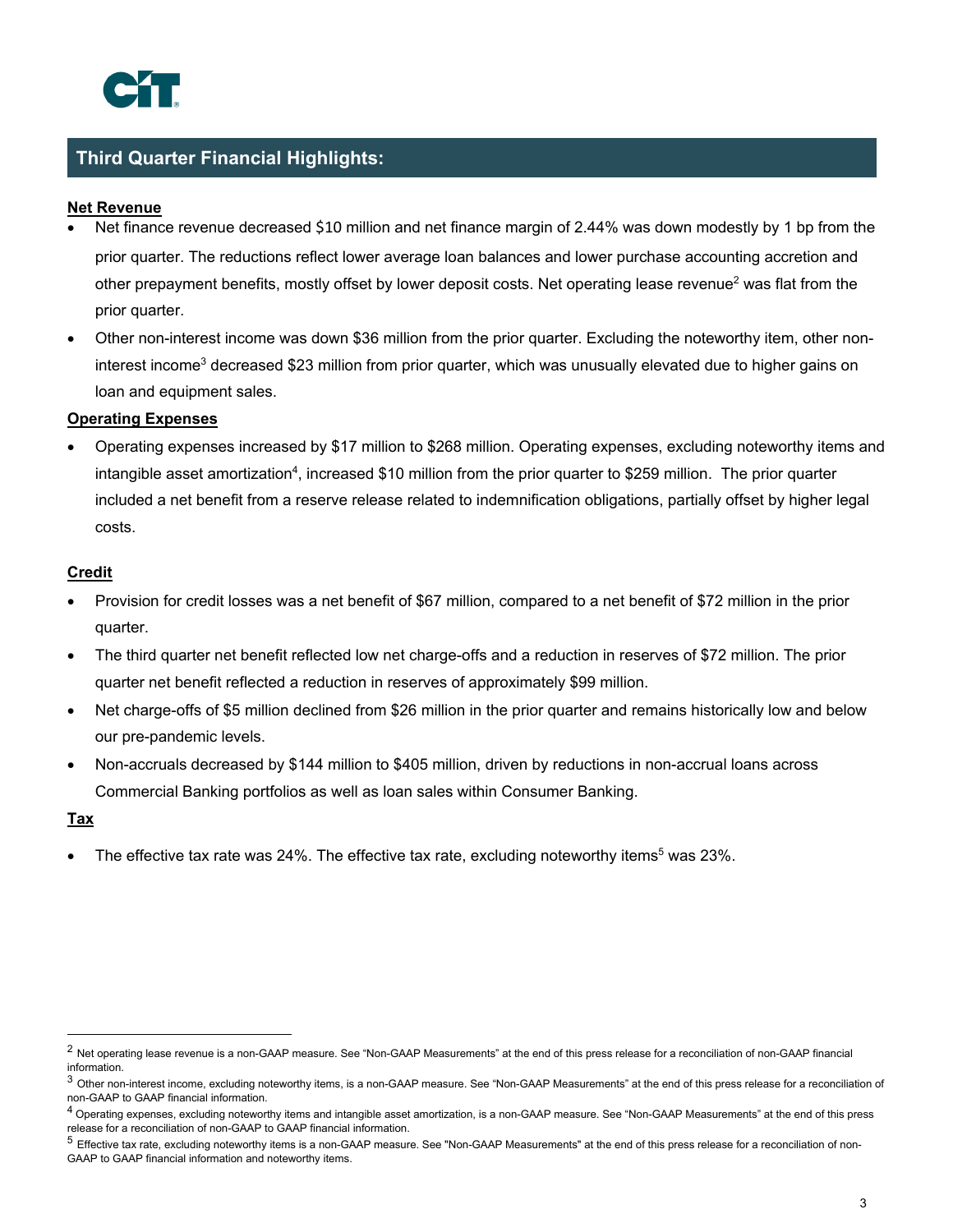## Third Quarter Financial Highlights:

**Net Revenue**

- Net finance revenue decreased $10 million and net finance margin of 2.44% was down modestly by 1 bp from the prior quarter. The reductions reflect lower average loan balances and lower purchase accounting accretion and other prepayment benefits, mostly offset by lower deposit costs. Net operating lease revenue[2] was flat from the prior quarter.
- Other non-interest income was down $36 million from the prior quarter. Excluding the noteworthy item, other non-interest income[3] decreased $23 million from prior quarter, which was unusually elevated due to higher gains on loan and equipment sales.

**Operating Expenses**

- Operating expenses increased by $17 million to $268 million. Operating expenses, excluding noteworthy items and intangible asset amortization[4], increased $10 million from the prior quarter to $259 million. The prior quarter included a net benefit from a reserve release related to indemnification obligations, partially offset by higher legal costs.

**Credit**

- Provision for credit losses was a net benefit of $67 million, compared to a net benefit of $72 million in the prior quarter.
- The third quarter net benefit reflected low net charge-offs and a reduction in reserves of $72 million. The prior quarter net benefit reflected a reduction in reserves of approximately $99 million.
- Net charge-offs of $5 million declined from $26 million in the prior quarter and remains historically low and below our pre-pandemic levels.
- Non-accruals decreased by $144 million to $405 million, driven by reductions in non-accrual loans across Commercial Banking portfolios as well as loan sales within Consumer Banking.

**Tax**

- The effective tax rate was 24%. The effective tax rate, excluding noteworthy items[5] was 23%.

---

[2] Net operating lease revenue is a non-GAAP measure. See "Non-GAAP Measurements" at the end of this press release for a reconciliation of non-GAAP financial information.

[3] Other non-interest income, excluding noteworthy items, is a non-GAAP measure. See "Non-GAAP Measurements" at the end of this press release for a reconciliation of non-GAAP to GAAP financial information.

[4] Operating expenses, excluding noteworthy items and intangible asset amortization, is a non-GAAP measure. See "Non-GAAP Measurements" at the end of this press release for a reconciliation of non-GAAP to GAAP financial information.

[5] Effective tax rate, excluding noteworthy items is a non-GAAP measure. See "Non-GAAP Measurements" at the end of this press release for a reconciliation of non-GAAP to GAAP financial information and noteworthy items.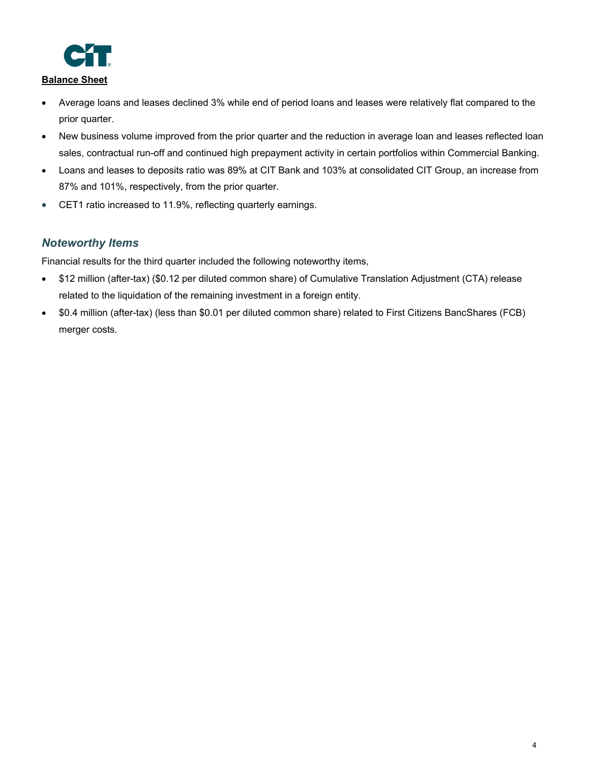**Balance Sheet**

- Average loans and leases declined 3% while end of period loans and leases were relatively flat compared to the prior quarter.
- New business volume improved from the prior quarter and the reduction in average loan and leases reflected loan sales, contractual run-off and continued high prepayment activity in certain portfolios within Commercial Banking.
- Loans and leases to deposits ratio was 89% at CIT Bank and 103% at consolidated CIT Group, an increase from 87% and 101%, respectively, from the prior quarter.
- CET1 ratio increased to 11.9%, reflecting quarterly earnings.

## *Noteworthy Items*

Financial results for the third quarter included the following noteworthy items,

- $12 million (after-tax) ($0.12 per diluted common share) of Cumulative Translation Adjustment (CTA) release related to the liquidation of the remaining investment in a foreign entity.
- $0.4 million (after-tax) (less than $0.01 per diluted common share) related to First Citizens BancShares (FCB) merger costs.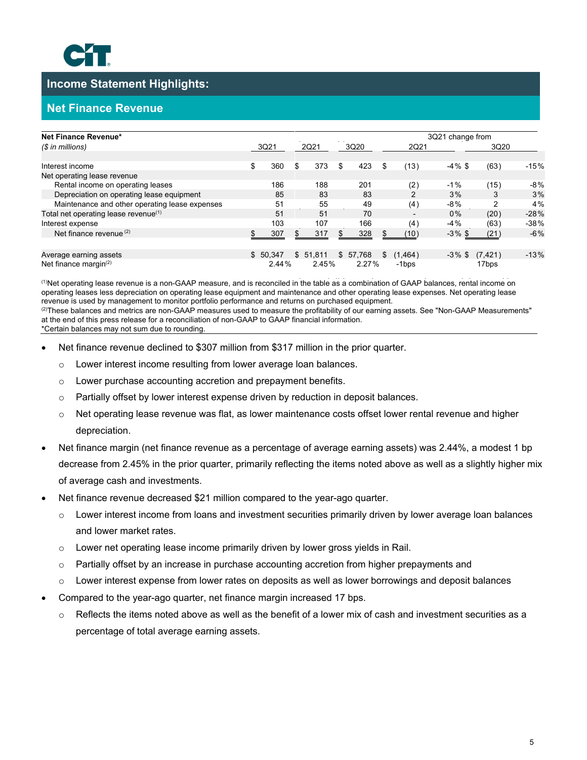# Income Statement Highlights:

## Net Finance Revenue

| Net Finance Revenue* | | | | 3Q21 change from | | | |
|---|---|---|---|---|---|---|---|
| *($ in millions)* | 3Q21 | 2Q21 | 3Q20 | 2Q21 | | 3Q20 | |
| Interest income | $ 360 | $ 373 | $ 423 | $ (13) | -4% | $ (63) | -15% |
| Net operating lease revenue | | | | | | | |
| Rental income on operating leases | 186 | 188 | 201 | (2) | -1% | (15) | -8% |
| Depreciation on operating lease equipment | 85 | 83 | 83 | 2 | 3% | 3 | 3% |
| Maintenance and other operating lease expenses | 51 | 55 | 49 | (4) | -8% | 2 | 4% |
| Total net operating lease revenue[1] | 51 | 51 | 70 | - | 0% | (20) | -28% |
| Interest expense | 103 | 107 | 166 | (4) | -4% | (63) | -38% |
| Net finance revenue [2] | $ 307 | $ 317 | $ 328 | $ (10) | -3% | $ (21) | -6% |
| | | | | | | | |
| Average earning assets | $ 50,347 | $ 51,811 | $ 57,768 | $ (1,464) | -3% | $ (7,421) | -13% |
| Net finance margin[2] | 2.44% | 2.45% | 2.27% | -1bps | | 17bps | |

[1]Net operating lease revenue is a non-GAAP measure, and is reconciled in the table as a combination of GAAP balances, rental income on operating leases less depreciation on operating lease equipment and maintenance and other operating lease expenses. Net operating lease revenue is used by management to monitor portfolio performance and returns on purchased equipment.
[2]These balances and metrics are non-GAAP measures used to measure the profitability of our earning assets. See "Non-GAAP Measurements" at the end of this press release for a reconciliation of non-GAAP to GAAP financial information.
*Certain balances may not sum due to rounding.

- Net finance revenue declined to $307 million from $317 million in the prior quarter.
  - Lower interest income resulting from lower average loan balances.
  - Lower purchase accounting accretion and prepayment benefits.
  - Partially offset by lower interest expense driven by reduction in deposit balances.
  - Net operating lease revenue was flat, as lower maintenance costs offset lower rental revenue and higher depreciation.
- Net finance margin (net finance revenue as a percentage of average earning assets) was 2.44%, a modest 1 bp decrease from 2.45% in the prior quarter, primarily reflecting the items noted above as well as a slightly higher mix of average cash and investments.
- Net finance revenue decreased $21 million compared to the year-ago quarter.
  - Lower interest income from loans and investment securities primarily driven by lower average loan balances and lower market rates.
  - Lower net operating lease income primarily driven by lower gross yields in Rail.
  - Partially offset by an increase in purchase accounting accretion from higher prepayments and
  - Lower interest expense from lower rates on deposits as well as lower borrowings and deposit balances
- Compared to the year-ago quarter, net finance margin increased 17 bps.
  - Reflects the items noted above as well as the benefit of a lower mix of cash and investment securities as a percentage of total average earning assets.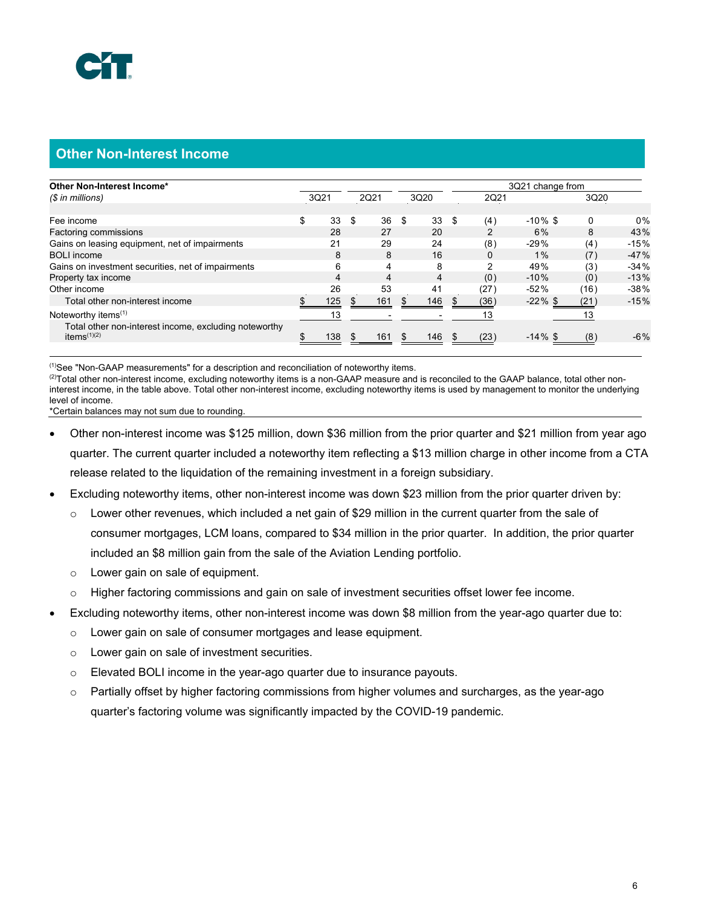## Other Non-Interest Income

| **Other Non-Interest Income*** | | | | 3Q21 change from | | | |
|---|---|---|---|---|---|---|---|
| *($ in millions)* | 3Q21 | 2Q21 | 3Q20 | 2Q21 | | 3Q20 | |
| Fee income | $ 33 | $ 36 | $ 33 | $ (4) | -10% | $ 0 | 0% |
| Factoring commissions | 28 | 27 | 20 | 2 | 6% | 8 | 43% |
| Gains on leasing equipment, net of impairments | 21 | 29 | 24 | (8) | -29% | (4) | -15% |
| BOLI income | 8 | 8 | 16 | 0 | 1% | (7) | -47% |
| Gains on investment securities, net of impairments | 6 | 4 | 8 | 2 | 49% | (3) | -34% |
| Property tax income | 4 | 4 | 4 | (0) | -10% | (0) | -13% |
| Other income | 26 | 53 | 41 | (27) | -52% | (16) | -38% |
| Total other non-interest income | $ 125 | $ 161 | $ 146 | $ (36) | -22% | $ (21) | -15% |
| Noteworthy items[1] | 13 | - | - | 13 | | 13 | |
| Total other non-interest income, excluding noteworthy items[1][2] | $ 138 | $ 161 | $ 146 | $ (23) | -14% | $ (8) | -6% |

[1]See "Non-GAAP measurements" for a description and reconciliation of noteworthy items.
[2]Total other non-interest income, excluding noteworthy items is a non-GAAP measure and is reconciled to the GAAP balance, total other non-interest income, in the table above. Total other non-interest income, excluding noteworthy items is used by management to monitor the underlying level of income.
*Certain balances may not sum due to rounding.

- Other non-interest income was $125 million, down $36 million from the prior quarter and $21 million from year ago quarter. The current quarter included a noteworthy item reflecting a $13 million charge in other income from a CTA release related to the liquidation of the remaining investment in a foreign subsidiary.
- Excluding noteworthy items, other non-interest income was down $23 million from the prior quarter driven by:
  - Lower other revenues, which included a net gain of $29 million in the current quarter from the sale of consumer mortgages, LCM loans, compared to $34 million in the prior quarter. In addition, the prior quarter included an $8 million gain from the sale of the Aviation Lending portfolio.
  - Lower gain on sale of equipment.
  - Higher factoring commissions and gain on sale of investment securities offset lower fee income.
- Excluding noteworthy items, other non-interest income was down $8 million from the year-ago quarter due to:
  - Lower gain on sale of consumer mortgages and lease equipment.
  - Lower gain on sale of investment securities.
  - Elevated BOLI income in the year-ago quarter due to insurance payouts.
  - Partially offset by higher factoring commissions from higher volumes and surcharges, as the year-ago quarter's factoring volume was significantly impacted by the COVID-19 pandemic.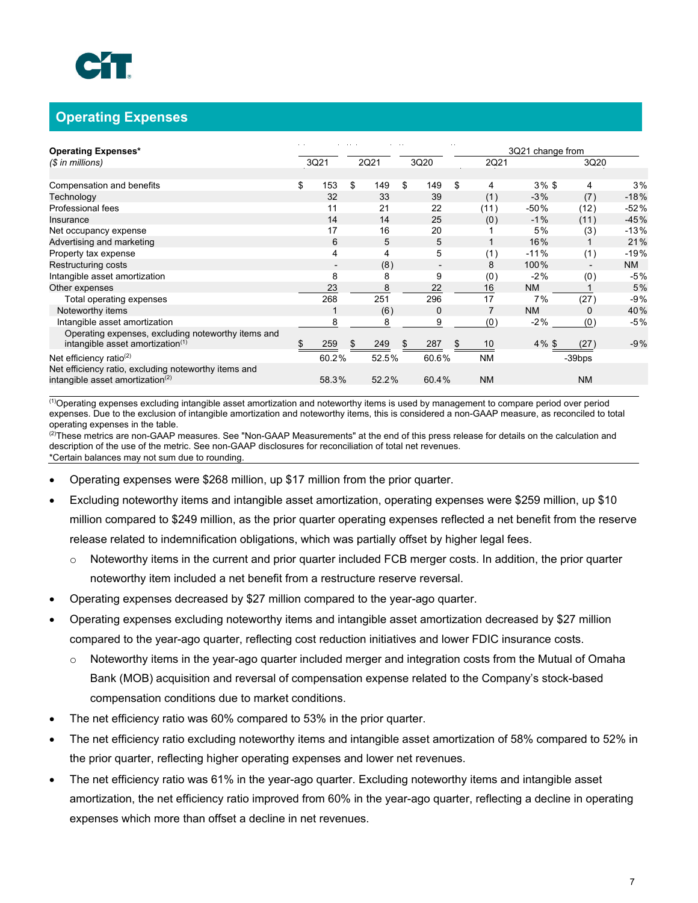## Operating Expenses

| Operating Expenses* | | | | 3Q21 change from | | | |
|---|---|---|---|---|---|---|---|
| *($ in millions)* | 3Q21 | 2Q21 | 3Q20 | 2Q21 | | 3Q20 | |
| Compensation and benefits | $ 153 | $ 149 | $ 149 | $ 4 | 3% | $ 4 | 3% |
| Technology | 32 | 33 | 39 | (1) | -3% | (7) | -18% |
| Professional fees | 11 | 21 | 22 | (11) | -50% | (12) | -52% |
| Insurance | 14 | 14 | 25 | (0) | -1% | (11) | -45% |
| Net occupancy expense | 17 | 16 | 20 | 1 | 5% | (3) | -13% |
| Advertising and marketing | 6 | 5 | 5 | 1 | 16% | 1 | 21% |
| Property tax expense | 4 | 4 | 5 | (1) | -11% | (1) | -19% |
| Restructuring costs | - | (8) | - | 8 | 100% | - | NM |
| Intangible asset amortization | 8 | 8 | 9 | (0) | -2% | (0) | -5% |
| Other expenses | 23 | 8 | 22 | 16 | NM | 1 | 5% |
| Total operating expenses | 268 | 251 | 296 | 17 | 7% | (27) | -9% |
| Noteworthy items | 1 | (6) | 0 | 7 | NM | 0 | 40% |
| Intangible asset amortization | 8 | 8 | 9 | (0) | -2% | (0) | -5% |
| Operating expenses, excluding noteworthy items and intangible asset amortization(1) | $ 259 | $ 249 | $ 287 | $ 10 | 4% | $ (27) | -9% |
| Net efficiency ratio(2) | 60.2% | 52.5% | 60.6% | NM | | -39bps | |
| Net efficiency ratio, excluding noteworthy items and intangible asset amortization(2) | 58.3% | 52.2% | 60.4% | NM | | NM | |

(1)Operating expenses excluding intangible asset amortization and noteworthy items is used by management to compare period over period expenses. Due to the exclusion of intangible amortization and noteworthy items, this is considered a non-GAAP measure, as reconciled to total operating expenses in the table.
(2)These metrics are non-GAAP measures. See "Non-GAAP Measurements" at the end of this press release for details on the calculation and description of the use of the metric. See non-GAAP disclosures for reconciliation of total net revenues.
*Certain balances may not sum due to rounding.

- Operating expenses were $268 million, up $17 million from the prior quarter.
- Excluding noteworthy items and intangible asset amortization, operating expenses were $259 million, up $10 million compared to $249 million, as the prior quarter operating expenses reflected a net benefit from the reserve release related to indemnification obligations, which was partially offset by higher legal fees.
  - Noteworthy items in the current and prior quarter included FCB merger costs. In addition, the prior quarter noteworthy item included a net benefit from a restructure reserve reversal.
- Operating expenses decreased by $27 million compared to the year-ago quarter.
- Operating expenses excluding noteworthy items and intangible asset amortization decreased by $27 million compared to the year-ago quarter, reflecting cost reduction initiatives and lower FDIC insurance costs.
  - Noteworthy items in the year-ago quarter included merger and integration costs from the Mutual of Omaha Bank (MOB) acquisition and reversal of compensation expense related to the Company's stock-based compensation conditions due to market conditions.
- The net efficiency ratio was 60% compared to 53% in the prior quarter.
- The net efficiency ratio excluding noteworthy items and intangible asset amortization of 58% compared to 52% in the prior quarter, reflecting higher operating expenses and lower net revenues.
- The net efficiency ratio was 61% in the year-ago quarter. Excluding noteworthy items and intangible asset amortization, the net efficiency ratio improved from 60% in the year-ago quarter, reflecting a decline in operating expenses which more than offset a decline in net revenues.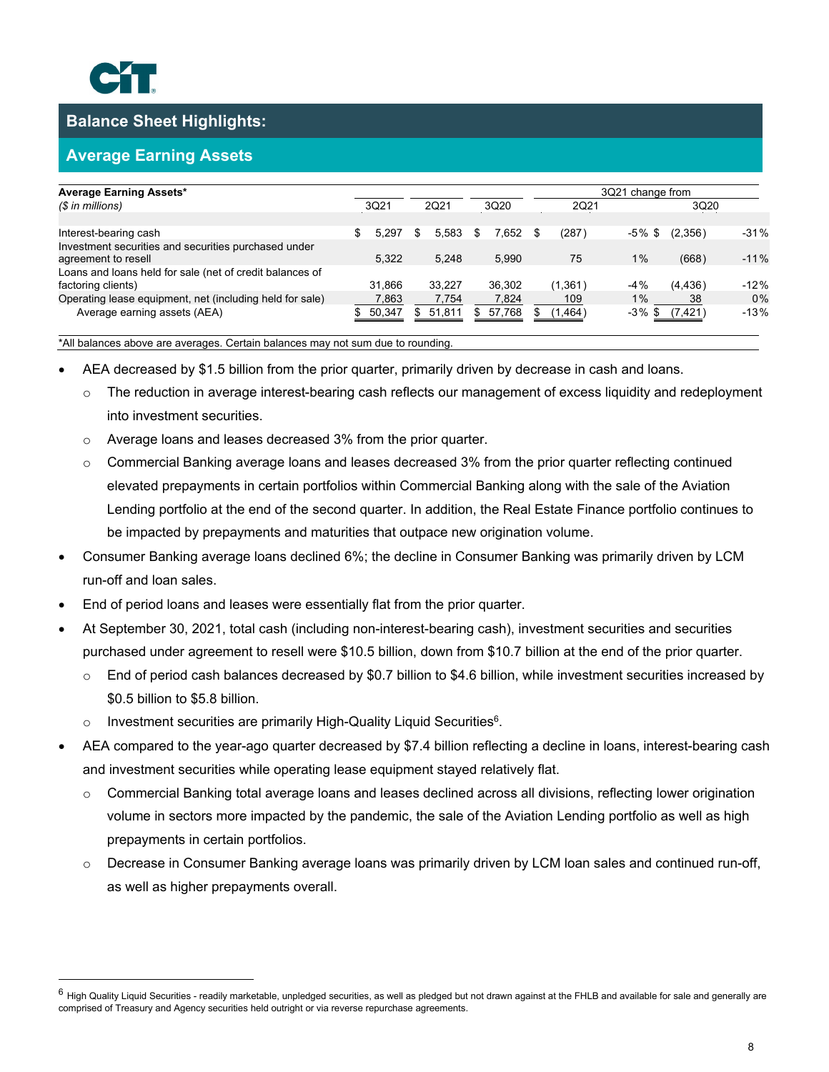## Balance Sheet Highlights:

### Average Earning Assets

| **Average Earning Assets*** | | | | 3Q21 change from | | | |
|---|---|---|---|---|---|---|---|
| *($ in millions)* | 3Q21 | 2Q21 | 3Q20 | 2Q21 | | 3Q20 | |
| Interest-bearing cash | $ 5,297 | $ 5,583 | $ 7,652 | $ (287) | -5% | $ (2,356) | -31% |
| Investment securities and securities purchased under agreement to resell | 5,322 | 5,248 | 5,990 | 75 | 1% | (668) | -11% |
| Loans and loans held for sale (net of credit balances of factoring clients) | 31,866 | 33,227 | 36,302 | (1,361) | -4% | (4,436) | -12% |
| Operating lease equipment, net (including held for sale) | 7,863 | 7,754 | 7,824 | 109 | 1% | 38 | 0% |
| Average earning assets (AEA) | $ 50,347 | $ 51,811 | $ 57,768 | $ (1,464) | -3% | $ (7,421) | -13% |

*All balances above are averages. Certain balances may not sum due to rounding.

- AEA decreased by $1.5 billion from the prior quarter, primarily driven by decrease in cash and loans.
  - The reduction in average interest-bearing cash reflects our management of excess liquidity and redeployment into investment securities.
  - Average loans and leases decreased 3% from the prior quarter.
  - Commercial Banking average loans and leases decreased 3% from the prior quarter reflecting continued elevated prepayments in certain portfolios within Commercial Banking along with the sale of the Aviation Lending portfolio at the end of the second quarter. In addition, the Real Estate Finance portfolio continues to be impacted by prepayments and maturities that outpace new origination volume.
- Consumer Banking average loans declined 6%; the decline in Consumer Banking was primarily driven by LCM run-off and loan sales.
- End of period loans and leases were essentially flat from the prior quarter.
- At September 30, 2021, total cash (including non-interest-bearing cash), investment securities and securities purchased under agreement to resell were $10.5 billion, down from $10.7 billion at the end of the prior quarter.
  - End of period cash balances decreased by $0.7 billion to $4.6 billion, while investment securities increased by $0.5 billion to $5.8 billion.
  - Investment securities are primarily High-Quality Liquid Securities[6].
- AEA compared to the year-ago quarter decreased by $7.4 billion reflecting a decline in loans, interest-bearing cash and investment securities while operating lease equipment stayed relatively flat.
  - Commercial Banking total average loans and leases declined across all divisions, reflecting lower origination volume in sectors more impacted by the pandemic, the sale of the Aviation Lending portfolio as well as high prepayments in certain portfolios.
  - Decrease in Consumer Banking average loans was primarily driven by LCM loan sales and continued run-off, as well as higher prepayments overall.

---

[6] High Quality Liquid Securities - readily marketable, unpledged securities, as well as pledged but not drawn against at the FHLB and available for sale and generally are comprised of Treasury and Agency securities held outright or via reverse repurchase agreements.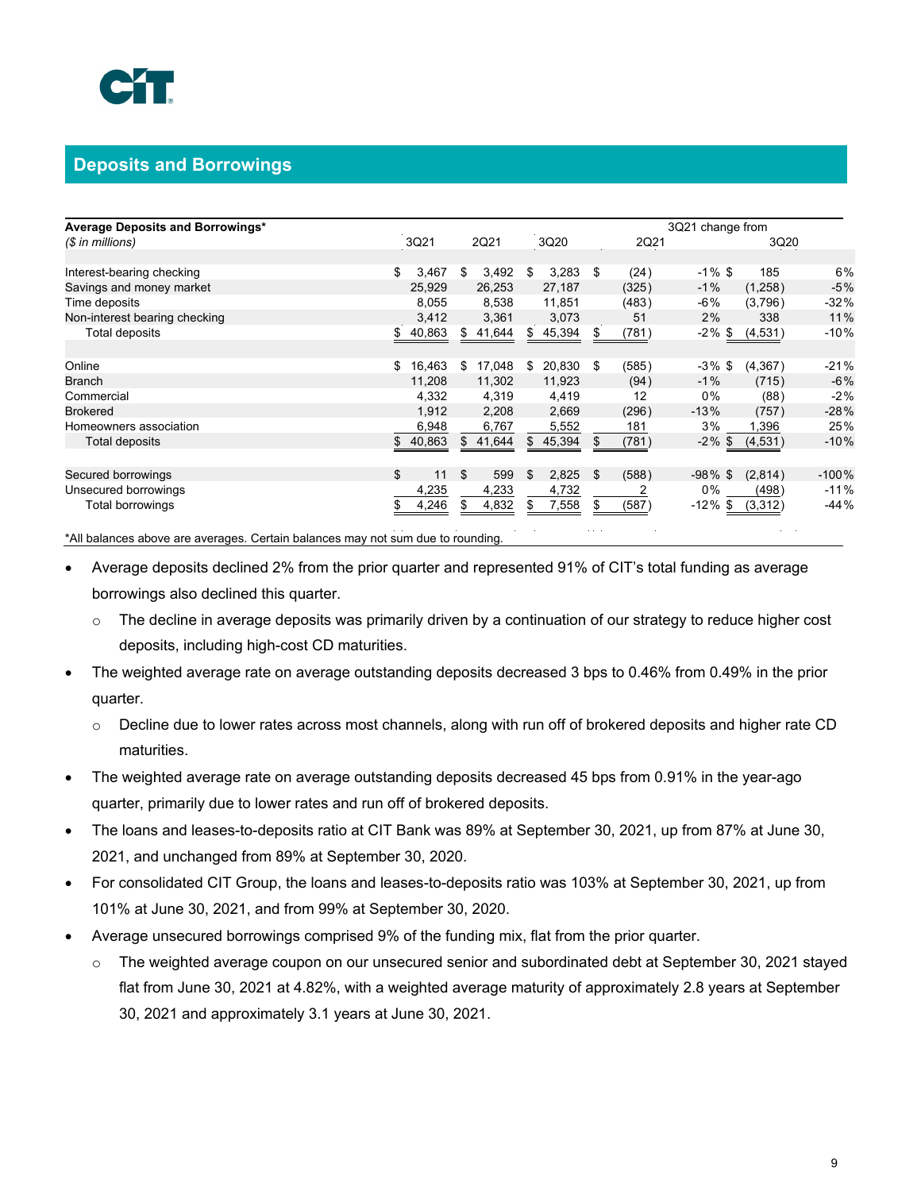## Deposits and Borrowings

| **Average Deposits and Borrowings*** | | | | 3Q21 change from | | | |
|---|---|---|---|---|---|---|---|
| *($ in millions)* | 3Q21 | 2Q21 | 3Q20 | 2Q21 | | 3Q20 | |
| Interest-bearing checking | $ 3,467 | $ 3,492 | $ 3,283 | $ (24) | -1% | $ 185 | 6% |
| Savings and money market | 25,929 | 26,253 | 27,187 | (325) | -1% | (1,258) | -5% |
| Time deposits | 8,055 | 8,538 | 11,851 | (483) | -6% | (3,796) | -32% |
| Non-interest bearing checking | 3,412 | 3,361 | 3,073 | 51 | 2% | 338 | 11% |
| Total deposits | $ 40,863 | $ 41,644 | $ 45,394 | $ (781) | -2% | $ (4,531) | -10% |
| | | | | | | | |
| Online | $ 16,463 | $ 17,048 | $ 20,830 | $ (585) | -3% | $ (4,367) | -21% |
| Branch | 11,208 | 11,302 | 11,923 | (94) | -1% | (715) | -6% |
| Commercial | 4,332 | 4,319 | 4,419 | 12 | 0% | (88) | -2% |
| Brokered | 1,912 | 2,208 | 2,669 | (296) | -13% | (757) | -28% |
| Homeowners association | 6,948 | 6,767 | 5,552 | 181 | 3% | 1,396 | 25% |
| Total deposits | $ 40,863 | $ 41,644 | $ 45,394 | $ (781) | -2% | $ (4,531) | -10% |
| | | | | | | | |
| Secured borrowings | $ 11 | $ 599 | $ 2,825 | $ (588) | -98% | $ (2,814) | -100% |
| Unsecured borrowings | 4,235 | 4,233 | 4,732 | 2 | 0% | (498) | -11% |
| Total borrowings | $ 4,246 | $ 4,832 | $ 7,558 | $ (587) | -12% | $ (3,312) | -44% |

*All balances above are averages. Certain balances may not sum due to rounding.

- Average deposits declined 2% from the prior quarter and represented 91% of CIT's total funding as average borrowings also declined this quarter.
  - The decline in average deposits was primarily driven by a continuation of our strategy to reduce higher cost deposits, including high-cost CD maturities.
- The weighted average rate on average outstanding deposits decreased 3 bps to 0.46% from 0.49% in the prior quarter.
  - Decline due to lower rates across most channels, along with run off of brokered deposits and higher rate CD maturities.
- The weighted average rate on average outstanding deposits decreased 45 bps from 0.91% in the year-ago quarter, primarily due to lower rates and run off of brokered deposits.
- The loans and leases-to-deposits ratio at CIT Bank was 89% at September 30, 2021, up from 87% at June 30, 2021, and unchanged from 89% at September 30, 2020.
- For consolidated CIT Group, the loans and leases-to-deposits ratio was 103% at September 30, 2021, up from 101% at June 30, 2021, and from 99% at September 30, 2020.
- Average unsecured borrowings comprised 9% of the funding mix, flat from the prior quarter.
  - The weighted average coupon on our unsecured senior and subordinated debt at September 30, 2021 stayed flat from June 30, 2021 at 4.82%, with a weighted average maturity of approximately 2.8 years at September 30, 2021 and approximately 3.1 years at June 30, 2021.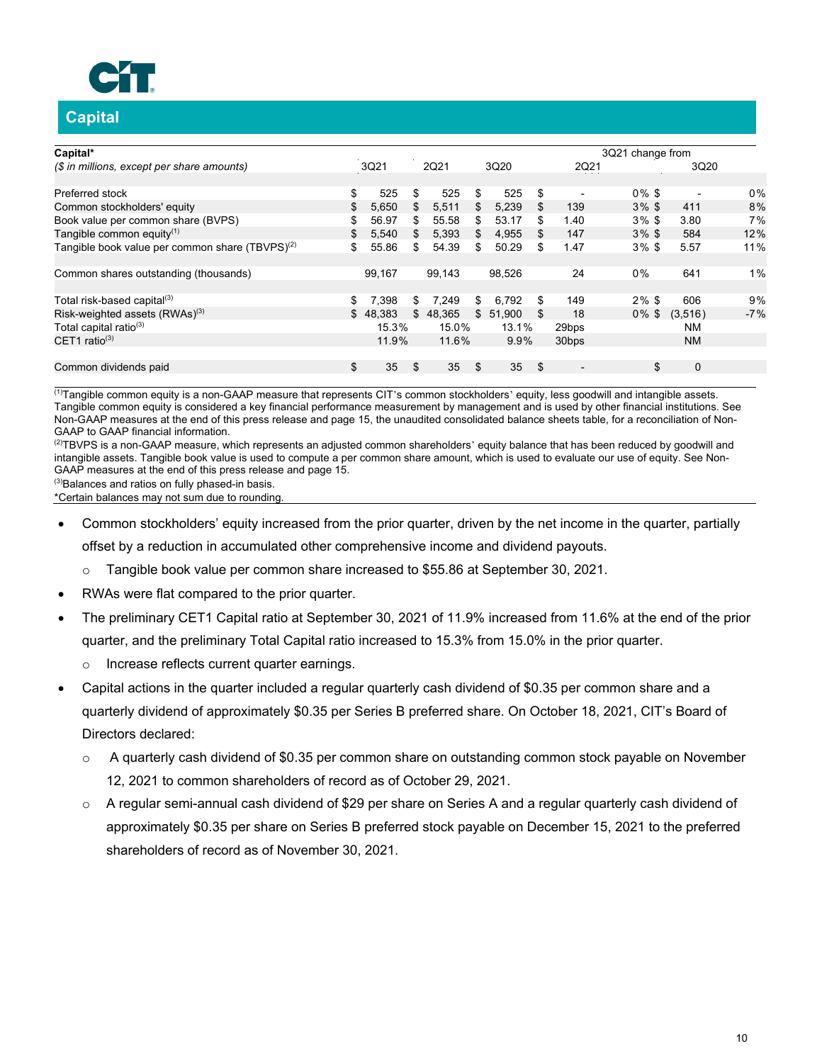## Capital

| **Capital*** | | | | 3Q21 change from | | | |
|---|---|---|---|---|---|---|---|
| *($ in millions, except per share amounts)* | 3Q21 | 2Q21 | 3Q20 | 2Q21 | | 3Q20 | |
| Preferred stock | $ 525 | $ 525 | $ 525 | $ - | 0% | $ - | 0% |
| Common stockholders' equity | $ 5,650 | $ 5,511 | $ 5,239 | $ 139 | 3% | $ 411 | 8% |
| Book value per common share (BVPS) | $ 56.97 | $ 55.58 | $ 53.17 | $ 1.40 | 3% | $ 3.80 | 7% |
| Tangible common equity[1] | $ 5,540 | $ 5,393 | $ 4,955 | $ 147 | 3% | $ 584 | 12% |
| Tangible book value per common share (TBVPS)[2] | $ 55.86 | $ 54.39 | $ 50.29 | $ 1.47 | 3% | $ 5.57 | 11% |
| Common shares outstanding (thousands) | 99,167 | 99,143 | 98,526 | 24 | 0% | 641 | 1% |
| Total risk-based capital[3] | $ 7,398 | $ 7,249 | $ 6,792 | $ 149 | 2% | $ 606 | 9% |
| Risk-weighted assets (RWAs)[3] | $ 48,383 | $ 48,365 | $ 51,900 | $ 18 | 0% | $ (3,516) | -7% |
| Total capital ratio[3] | 15.3% | 15.0% | 13.1% | 29bps | | NM | |
| CET1 ratio[3] | 11.9% | 11.6% | 9.9% | 30bps | | NM | |
| Common dividends paid | $ 35 | $ 35 | $ 35 | $ - | | $ 0 | |

[1]Tangible common equity is a non-GAAP measure that represents CIT's common stockholders' equity, less goodwill and intangible assets. Tangible common equity is considered a key financial performance measurement by management and is used by other financial institutions. See Non-GAAP measures at the end of this press release and page 15, the unaudited consolidated balance sheets table, for a reconciliation of Non-GAAP to GAAP financial information.

[2]TBVPS is a non-GAAP measure, which represents an adjusted common shareholders' equity balance that has been reduced by goodwill and intangible assets. Tangible book value is used to compute a per common share amount, which is used to evaluate our use of equity. See Non-GAAP measures at the end of this press release and page 15.

[3]Balances and ratios on fully phased-in basis.

*Certain balances may not sum due to rounding.

- Common stockholders' equity increased from the prior quarter, driven by the net income in the quarter, partially offset by a reduction in accumulated other comprehensive income and dividend payouts.
  - Tangible book value per common share increased to $55.86 at September 30, 2021.
- RWAs were flat compared to the prior quarter.
- The preliminary CET1 Capital ratio at September 30, 2021 of 11.9% increased from 11.6% at the end of the prior quarter, and the preliminary Total Capital ratio increased to 15.3% from 15.0% in the prior quarter.
  - Increase reflects current quarter earnings.
- Capital actions in the quarter included a regular quarterly cash dividend of $0.35 per common share and a quarterly dividend of approximately $0.35 per Series B preferred share. On October 18, 2021, CIT's Board of Directors declared:
  - A quarterly cash dividend of $0.35 per common share on outstanding common stock payable on November 12, 2021 to common shareholders of record as of October 29, 2021.
  - A regular semi-annual cash dividend of $29 per share on Series A and a regular quarterly cash dividend of approximately $0.35 per share on Series B preferred stock payable on December 15, 2021 to the preferred shareholders of record as of November 30, 2021.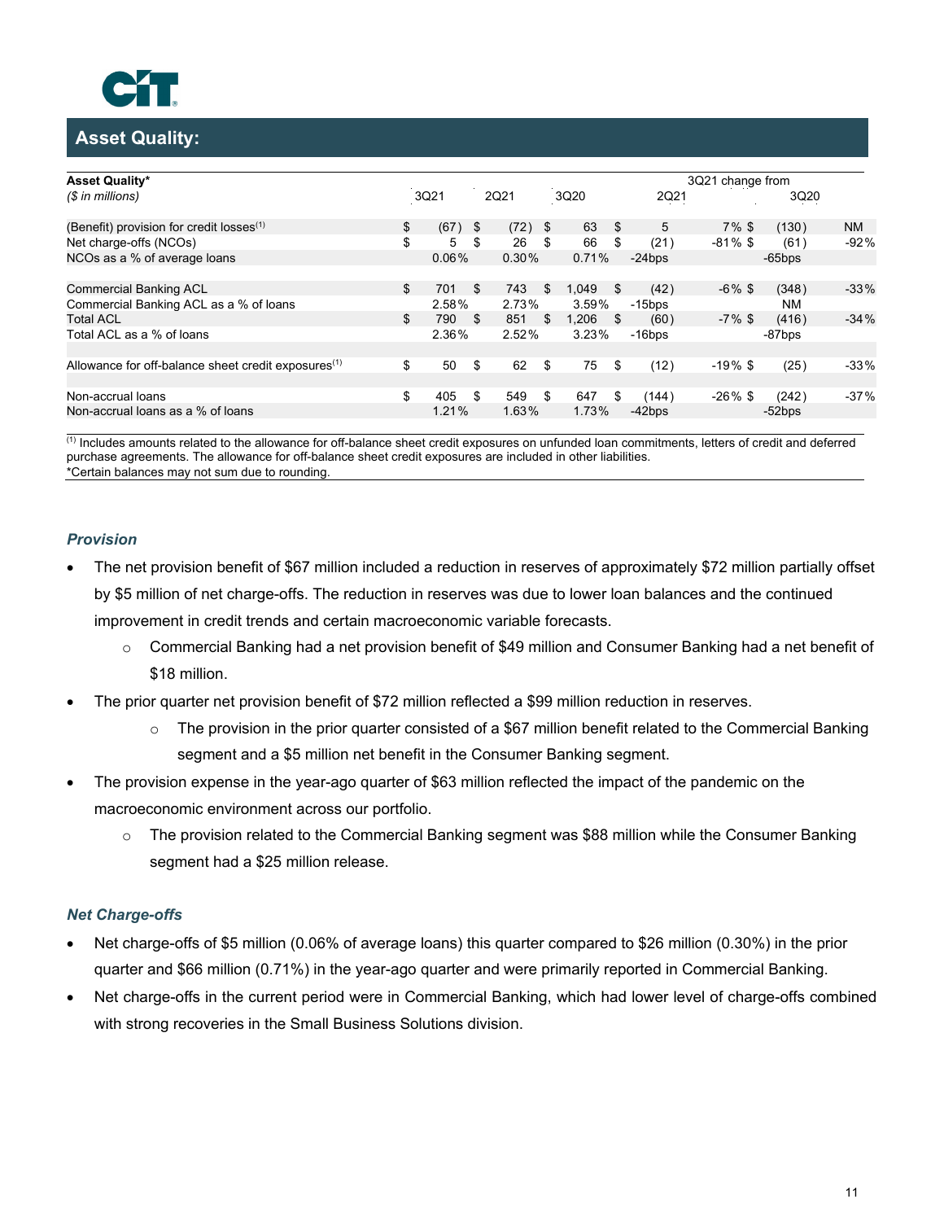## Asset Quality:

| Asset Quality* | | | | 3Q21 change from | | | |
|---|---|---|---|---|---|---|---|
| *($ in millions)* | 3Q21 | 2Q21 | 3Q20 | 2Q21 | | 3Q20 | |
| (Benefit) provision for credit losses[1] | $ (67) | $ (72) | $ 63 | $ 5 | 7% | $ (130) | NM |
| Net charge-offs (NCOs) | $ 5 | $ 26 | $ 66 | $ (21) | -81% | $ (61) | -92% |
| NCOs as a % of average loans | 0.06% | 0.30% | 0.71% | -24bps | | -65bps | |
| | | | | | | | |
| Commercial Banking ACL | $ 701 | $ 743 | $ 1,049 | $ (42) | -6% | $ (348) | -33% |
| Commercial Banking ACL as a % of loans | 2.58% | 2.73% | 3.59% | -15bps | | NM | |
| Total ACL | $ 790 | $ 851 | $ 1,206 | $ (60) | -7% | $ (416) | -34% |
| Total ACL as a % of loans | 2.36% | 2.52% | 3.23% | -16bps | | -87bps | |
| | | | | | | | |
| Allowance for off-balance sheet credit exposures[1] | $ 50 | $ 62 | $ 75 | $ (12) | -19% | $ (25) | -33% |
| | | | | | | | |
| Non-accrual loans | $ 405 | $ 549 | $ 647 | $ (144) | -26% | $ (242) | -37% |
| Non-accrual loans as a % of loans | 1.21% | 1.63% | 1.73% | -42bps | | -52bps | |

[1] Includes amounts related to the allowance for off-balance sheet credit exposures on unfunded loan commitments, letters of credit and deferred purchase agreements. The allowance for off-balance sheet credit exposures are included in other liabilities.
*Certain balances may not sum due to rounding.

### *Provision*

- The net provision benefit of $67 million included a reduction in reserves of approximately $72 million partially offset by $5 million of net charge-offs. The reduction in reserves was due to lower loan balances and the continued improvement in credit trends and certain macroeconomic variable forecasts.
  - Commercial Banking had a net provision benefit of $49 million and Consumer Banking had a net benefit of $18 million.
- The prior quarter net provision benefit of $72 million reflected a $99 million reduction in reserves.
  - The provision in the prior quarter consisted of a $67 million benefit related to the Commercial Banking segment and a $5 million net benefit in the Consumer Banking segment.
- The provision expense in the year-ago quarter of $63 million reflected the impact of the pandemic on the macroeconomic environment across our portfolio.
  - The provision related to the Commercial Banking segment was $88 million while the Consumer Banking segment had a $25 million release.

### *Net Charge-offs*

- Net charge-offs of $5 million (0.06% of average loans) this quarter compared to $26 million (0.30%) in the prior quarter and $66 million (0.71%) in the year-ago quarter and were primarily reported in Commercial Banking.
- Net charge-offs in the current period were in Commercial Banking, which had lower level of charge-offs combined with strong recoveries in the Small Business Solutions division.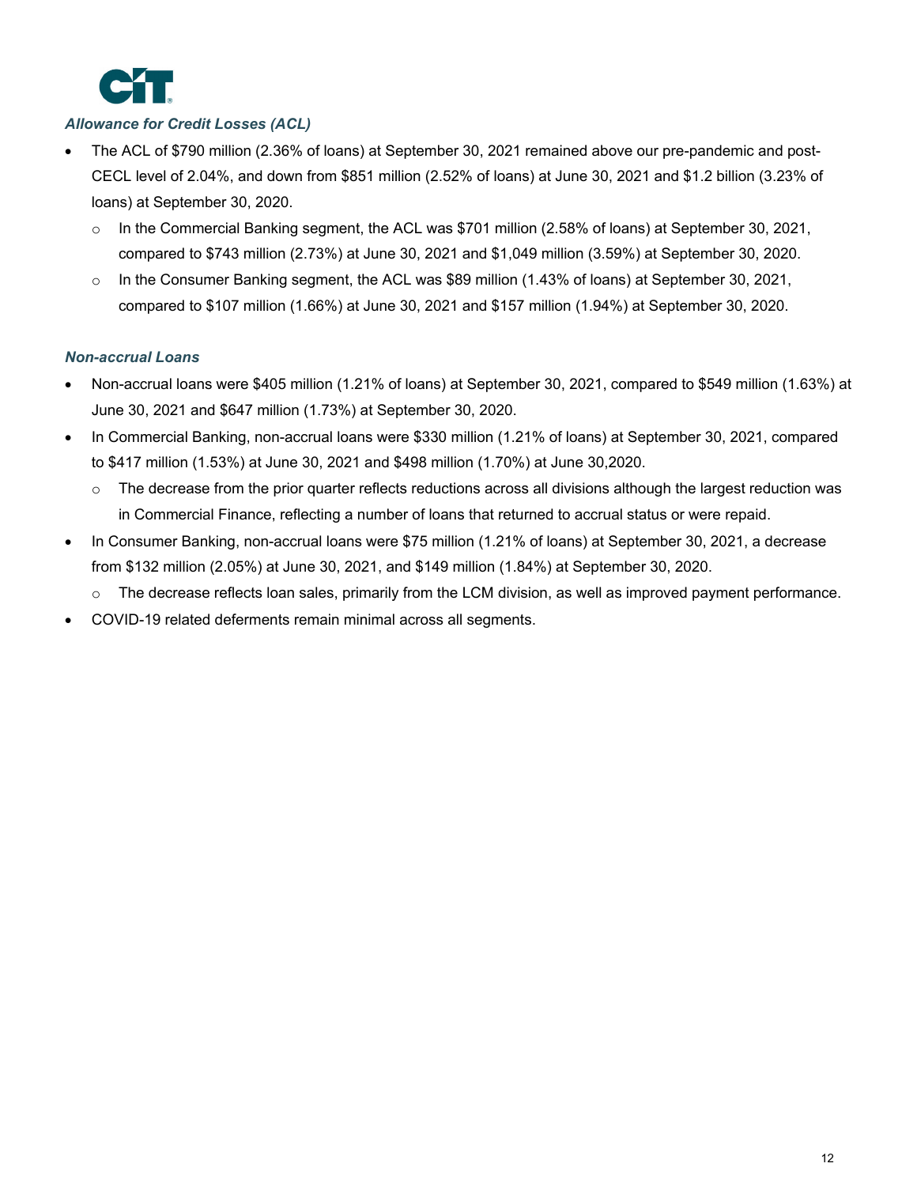### *Allowance for Credit Losses (ACL)*

- The ACL of $790 million (2.36% of loans) at September 30, 2021 remained above our pre-pandemic and post-CECL level of 2.04%, and down from $851 million (2.52% of loans) at June 30, 2021 and $1.2 billion (3.23% of loans) at September 30, 2020.
  - In the Commercial Banking segment, the ACL was $701 million (2.58% of loans) at September 30, 2021, compared to $743 million (2.73%) at June 30, 2021 and $1,049 million (3.59%) at September 30, 2020.
  - In the Consumer Banking segment, the ACL was $89 million (1.43% of loans) at September 30, 2021, compared to $107 million (1.66%) at June 30, 2021 and $157 million (1.94%) at September 30, 2020.

### *Non-accrual Loans*

- Non-accrual loans were $405 million (1.21% of loans) at September 30, 2021, compared to $549 million (1.63%) at June 30, 2021 and $647 million (1.73%) at September 30, 2020.
- In Commercial Banking, non-accrual loans were $330 million (1.21% of loans) at September 30, 2021, compared to $417 million (1.53%) at June 30, 2021 and $498 million (1.70%) at June 30,2020.
  - The decrease from the prior quarter reflects reductions across all divisions although the largest reduction was in Commercial Finance, reflecting a number of loans that returned to accrual status or were repaid.
- In Consumer Banking, non-accrual loans were $75 million (1.21% of loans) at September 30, 2021, a decrease from $132 million (2.05%) at June 30, 2021, and $149 million (1.84%) at September 30, 2020.
  - The decrease reflects loan sales, primarily from the LCM division, as well as improved payment performance.
- COVID-19 related deferments remain minimal across all segments.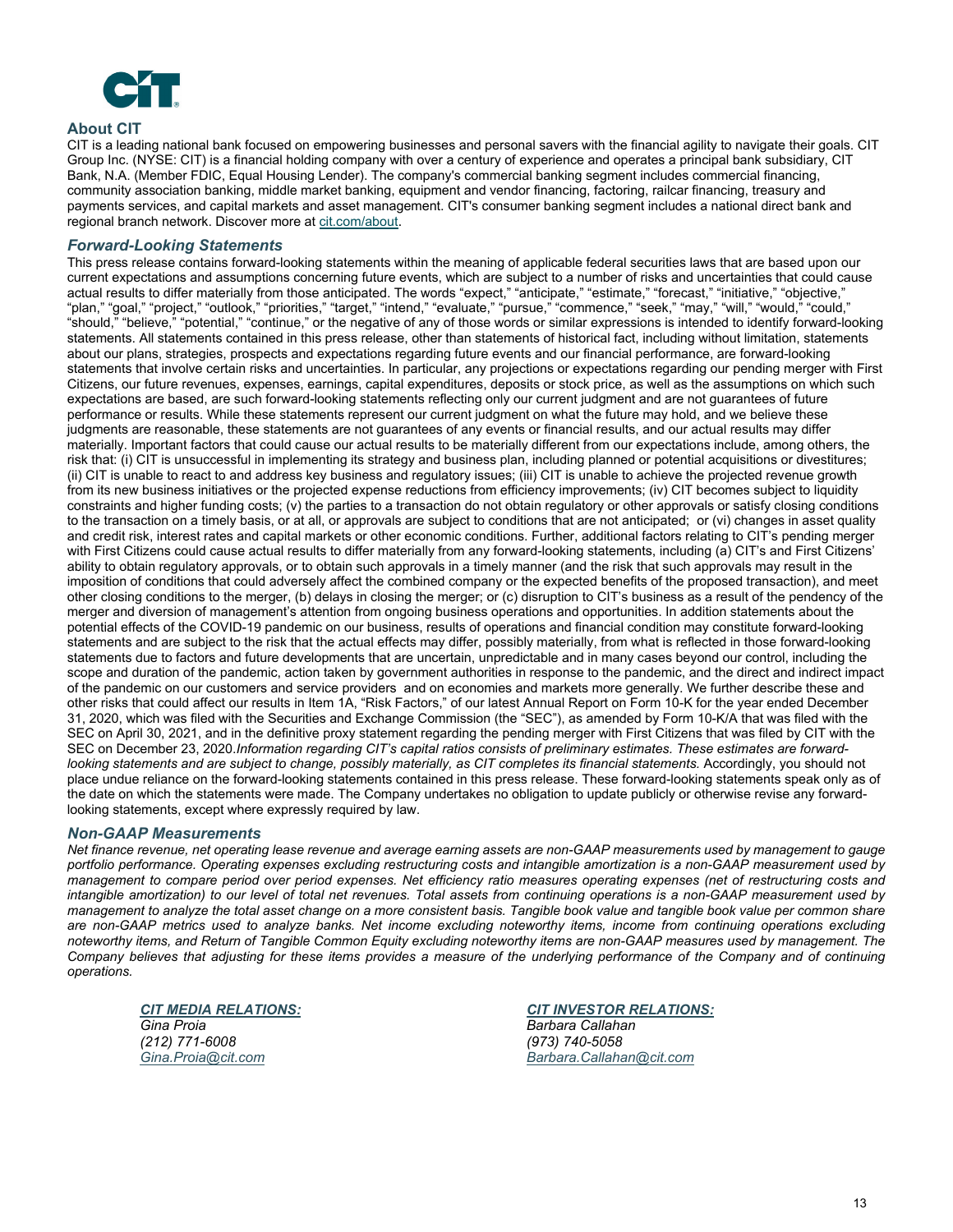## About CIT

CIT is a leading national bank focused on empowering businesses and personal savers with the financial agility to navigate their goals. CIT Group Inc. (NYSE: CIT) is a financial holding company with over a century of experience and operates a principal bank subsidiary, CIT Bank, N.A. (Member FDIC, Equal Housing Lender). The company's commercial banking segment includes commercial financing, community association banking, middle market banking, equipment and vendor financing, factoring, railcar financing, treasury and payments services, and capital markets and asset management. CIT's consumer banking segment includes a national direct bank and regional branch network. Discover more at cit.com/about.

### *Forward-Looking Statements*

This press release contains forward-looking statements within the meaning of applicable federal securities laws that are based upon our current expectations and assumptions concerning future events, which are subject to a number of risks and uncertainties that could cause actual results to differ materially from those anticipated. The words "expect," "anticipate," "estimate," "forecast," "initiative," "objective," "plan," "goal," "project," "outlook," "priorities," "target," "intend," "evaluate," "pursue," "commence," "seek," "may," "will," "would," "could," "should," "believe," "potential," "continue," or the negative of any of those words or similar expressions is intended to identify forward-looking statements. All statements contained in this press release, other than statements of historical fact, including without limitation, statements about our plans, strategies, prospects and expectations regarding future events and our financial performance, are forward-looking statements that involve certain risks and uncertainties. In particular, any projections or expectations regarding our pending merger with First Citizens, our future revenues, expenses, earnings, capital expenditures, deposits or stock price, as well as the assumptions on which such expectations are based, are such forward-looking statements reflecting only our current judgment and are not guarantees of future performance or results. While these statements represent our current judgment on what the future may hold, and we believe these judgments are reasonable, these statements are not guarantees of any events or financial results, and our actual results may differ materially. Important factors that could cause our actual results to be materially different from our expectations include, among others, the risk that: (i) CIT is unsuccessful in implementing its strategy and business plan, including planned or potential acquisitions or divestitures; (ii) CIT is unable to react to and address key business and regulatory issues; (iii) CIT is unable to achieve the projected revenue growth from its new business initiatives or the projected expense reductions from efficiency improvements; (iv) CIT becomes subject to liquidity constraints and higher funding costs; (v) the parties to a transaction do not obtain regulatory or other approvals or satisfy closing conditions to the transaction on a timely basis, or at all, or approvals are subject to conditions that are not anticipated; or (vi) changes in asset quality and credit risk, interest rates and capital markets or other economic conditions. Further, additional factors relating to CIT's pending merger with First Citizens could cause actual results to differ materially from any forward-looking statements, including (a) CIT's and First Citizens' ability to obtain regulatory approvals, or to obtain such approvals in a timely manner (and the risk that such approvals may result in the imposition of conditions that could adversely affect the combined company or the expected benefits of the proposed transaction), and meet other closing conditions to the merger, (b) delays in closing the merger; or (c) disruption to CIT's business as a result of the pendency of the merger and diversion of management's attention from ongoing business operations and opportunities. In addition statements about the potential effects of the COVID-19 pandemic on our business, results of operations and financial condition may constitute forward-looking statements and are subject to the risk that the actual effects may differ, possibly materially, from what is reflected in those forward-looking statements due to factors and future developments that are uncertain, unpredictable and in many cases beyond our control, including the scope and duration of the pandemic, action taken by government authorities in response to the pandemic, and the direct and indirect impact of the pandemic on our customers and service providers and on economies and markets more generally. We further describe these and other risks that could affect our results in Item 1A, "Risk Factors," of our latest Annual Report on Form 10-K for the year ended December 31, 2020, which was filed with the Securities and Exchange Commission (the "SEC"), as amended by Form 10-K/A that was filed with the SEC on April 30, 2021, and in the definitive proxy statement regarding the pending merger with First Citizens that was filed by CIT with the SEC on December 23, 2020.*Information regarding CIT's capital ratios consists of preliminary estimates. These estimates are forward-looking statements and are subject to change, possibly materially, as CIT completes its financial statements.* Accordingly, you should not place undue reliance on the forward-looking statements contained in this press release. These forward-looking statements speak only as of the date on which the statements were made. The Company undertakes no obligation to update publicly or otherwise revise any forward-looking statements, except where expressly required by law.

### *Non-GAAP Measurements*

*Net finance revenue, net operating lease revenue and average earning assets are non-GAAP measurements used by management to gauge portfolio performance. Operating expenses excluding restructuring costs and intangible amortization is a non-GAAP measurement used by management to compare period over period expenses. Net efficiency ratio measures operating expenses (net of restructuring costs and intangible amortization) to our level of total net revenues. Total assets from continuing operations is a non-GAAP measurement used by management to analyze the total asset change on a more consistent basis. Tangible book value and tangible book value per common share are non-GAAP metrics used to analyze banks. Net income excluding noteworthy items, income from continuing operations excluding noteworthy items, and Return of Tangible Common Equity excluding noteworthy items are non-GAAP measures used by management. The Company believes that adjusting for these items provides a measure of the underlying performance of the Company and of continuing operations.*

***CIT MEDIA RELATIONS:***
*Gina Proia*
*(212) 771-6008*
*Gina.Proia@cit.com*

***CIT INVESTOR RELATIONS:***
*Barbara Callahan*
*(973) 740-5058*
*Barbara.Callahan@cit.com*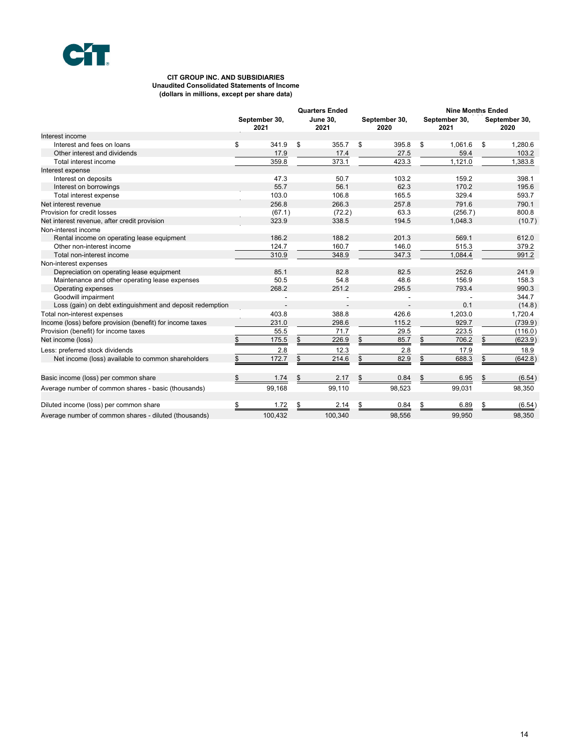**CIT GROUP INC. AND SUBSIDIARIES**
**Unaudited Consolidated Statements of Income**
**(dollars in millions, except per share data)**

| | Quarters Ended | | | Nine Months Ended | |
|---|---|---|---|---|---|
| | September 30, 2021 | June 30, 2021 | September 30, 2020 | September 30, 2021 | September 30, 2020 |
| Interest income | | | | | |
| Interest and fees on loans | $ 341.9 | $ 355.7 | $ 395.8 | $ 1,061.6 | $ 1,280.6 |
| Other interest and dividends | 17.9 | 17.4 | 27.5 | 59.4 | 103.2 |
| Total interest income | 359.8 | 373.1 | 423.3 | 1,121.0 | 1,383.8 |
| Interest expense | | | | | |
| Interest on deposits | 47.3 | 50.7 | 103.2 | 159.2 | 398.1 |
| Interest on borrowings | 55.7 | 56.1 | 62.3 | 170.2 | 195.6 |
| Total interest expense | 103.0 | 106.8 | 165.5 | 329.4 | 593.7 |
| Net interest revenue | 256.8 | 266.3 | 257.8 | 791.6 | 790.1 |
| Provision for credit losses | (67.1) | (72.2) | 63.3 | (256.7) | 800.8 |
| Net interest revenue, after credit provision | 323.9 | 338.5 | 194.5 | 1,048.3 | (10.7) |
| Non-interest income | | | | | |
| Rental income on operating lease equipment | 186.2 | 188.2 | 201.3 | 569.1 | 612.0 |
| Other non-interest income | 124.7 | 160.7 | 146.0 | 515.3 | 379.2 |
| Total non-interest income | 310.9 | 348.9 | 347.3 | 1,084.4 | 991.2 |
| Non-interest expenses | | | | | |
| Depreciation on operating lease equipment | 85.1 | 82.8 | 82.5 | 252.6 | 241.9 |
| Maintenance and other operating lease expenses | 50.5 | 54.8 | 48.6 | 156.9 | 158.3 |
| Operating expenses | 268.2 | 251.2 | 295.5 | 793.4 | 990.3 |
| Goodwill impairment | - | - | - | - | 344.7 |
| Loss (gain) on debt extinguishment and deposit redemption | - | - | - | 0.1 | (14.8) |
| Total non-interest expenses | 403.8 | 388.8 | 426.6 | 1,203.0 | 1,720.4 |
| Income (loss) before provision (benefit) for income taxes | 231.0 | 298.6 | 115.2 | 929.7 | (739.9) |
| Provision (benefit) for income taxes | 55.5 | 71.7 | 29.5 | 223.5 | (116.0) |
| Net income (loss) | $ 175.5 | $ 226.9 | $ 85.7 | $ 706.2 | $ (623.9) |
| Less: preferred stock dividends | 2.8 | 12.3 | 2.8 | 17.9 | 18.9 |
| Net income (loss) available to common shareholders | $ 172.7 | $ 214.6 | $ 82.9 | $ 688.3 | $ (642.8) |
| Basic income (loss) per common share | $ 1.74 | $ 2.17 | $ 0.84 | $ 6.95 | $ (6.54) |
| Average number of common shares - basic (thousands) | 99,168 | 99,110 | 98,523 | 99,031 | 98,350 |
| Diluted income (loss) per common share | $ 1.72 | $ 2.14 | $ 0.84 | $ 6.89 | $ (6.54) |
| Average number of common shares - diluted (thousands) | 100,432 | 100,340 | 98,556 | 99,950 | 98,350 |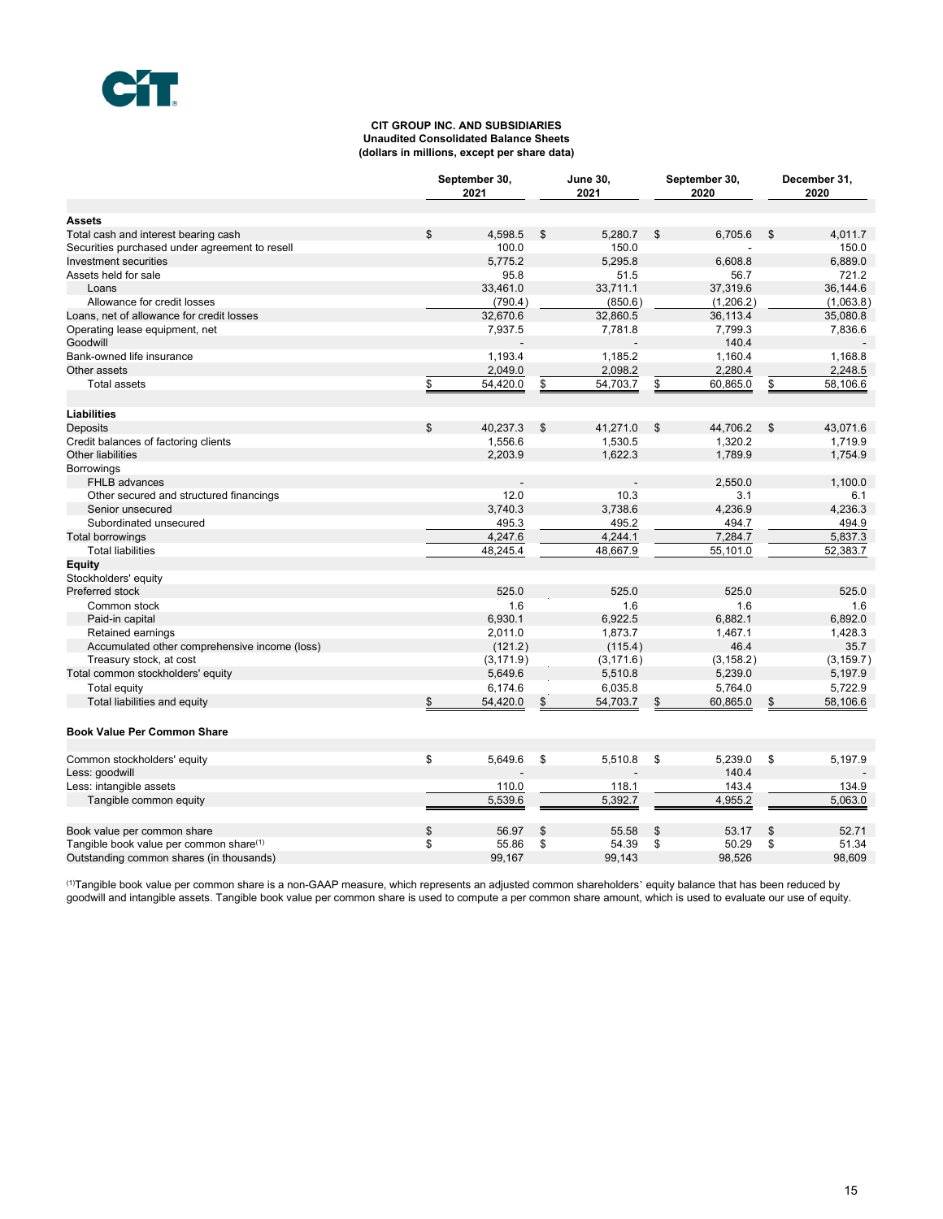**CIT GROUP INC. AND SUBSIDIARIES**
**Unaudited Consolidated Balance Sheets**
**(dollars in millions, except per share data)**

| | September 30, 2021 | June 30, 2021 | September 30, 2020 | December 31, 2020 |
|---|---|---|---|---|
| **Assets** | | | | |
| Total cash and interest bearing cash | $ 4,598.5 | $ 5,280.7 | $ 6,705.6 | $ 4,011.7 |
| Securities purchased under agreement to resell | 100.0 | 150.0 | - | 150.0 |
| Investment securities | 5,775.2 | 5,295.8 | 6,608.8 | 6,889.0 |
| Assets held for sale | 95.8 | 51.5 | 56.7 | 721.2 |
| Loans | 33,461.0 | 33,711.1 | 37,319.6 | 36,144.6 |
| Allowance for credit losses | (790.4) | (850.6) | (1,206.2) | (1,063.8) |
| Loans, net of allowance for credit losses | 32,670.6 | 32,860.5 | 36,113.4 | 35,080.8 |
| Operating lease equipment, net | 7,937.5 | 7,781.8 | 7,799.3 | 7,836.6 |
| Goodwill | - | - | 140.4 | - |
| Bank-owned life insurance | 1,193.4 | 1,185.2 | 1,160.4 | 1,168.8 |
| Other assets | 2,049.0 | 2,098.2 | 2,280.4 | 2,248.5 |
| Total assets | $ 54,420.0 | $ 54,703.7 | $ 60,865.0 | $ 58,106.6 |
| **Liabilities** | | | | |
| Deposits | $ 40,237.3 | $ 41,271.0 | $ 44,706.2 | $ 43,071.6 |
| Credit balances of factoring clients | 1,556.6 | 1,530.5 | 1,320.2 | 1,719.9 |
| Other liabilities | 2,203.9 | 1,622.3 | 1,789.9 | 1,754.9 |
| Borrowings | | | | |
| FHLB advances | - | - | 2,550.0 | 1,100.0 |
| Other secured and structured financings | 12.0 | 10.3 | 3.1 | 6.1 |
| Senior unsecured | 3,740.3 | 3,738.6 | 4,236.9 | 4,236.3 |
| Subordinated unsecured | 495.3 | 495.2 | 494.7 | 494.9 |
| Total borrowings | 4,247.6 | 4,244.1 | 7,284.7 | 5,837.3 |
| Total liabilities | 48,245.4 | 48,667.9 | 55,101.0 | 52,383.7 |
| **Equity** | | | | |
| Stockholders' equity | | | | |
| Preferred stock | 525.0 | 525.0 | 525.0 | 525.0 |
| Common stock | 1.6 | 1.6 | 1.6 | 1.6 |
| Paid-in capital | 6,930.1 | 6,922.5 | 6,882.1 | 6,892.0 |
| Retained earnings | 2,011.0 | 1,873.7 | 1,467.1 | 1,428.3 |
| Accumulated other comprehensive income (loss) | (121.2) | (115.4) | 46.4 | 35.7 |
| Treasury stock, at cost | (3,171.9) | (3,171.6) | (3,158.2) | (3,159.7) |
| Total common stockholders' equity | 5,649.6 | 5,510.8 | 5,239.0 | 5,197.9 |
| Total equity | 6,174.6 | 6,035.8 | 5,764.0 | 5,722.9 |
| Total liabilities and equity | $ 54,420.0 | $ 54,703.7 | $ 60,865.0 | $ 58,106.6 |
| **Book Value Per Common Share** | | | | |
| Common stockholders' equity | $ 5,649.6 | $ 5,510.8 | $ 5,239.0 | $ 5,197.9 |
| Less: goodwill | - | - | 140.4 | - |
| Less: intangible assets | 110.0 | 118.1 | 143.4 | 134.9 |
| Tangible common equity | 5,539.6 | 5,392.7 | 4,955.2 | 5,063.0 |
| Book value per common share | $ 56.97 | $ 55.58 | $ 53.17 | $ 52.71 |
| Tangible book value per common share[(1)] | $ 55.86 | $ 54.39 | $ 50.29 | $ 51.34 |
| Outstanding common shares (in thousands) | 99,167 | 99,143 | 98,526 | 98,609 |

[(1)] Tangible book value per common share is a non-GAAP measure, which represents an adjusted common shareholders' equity balance that has been reduced by goodwill and intangible assets. Tangible book value per common share is used to compute a per common share amount, which is used to evaluate our use of equity.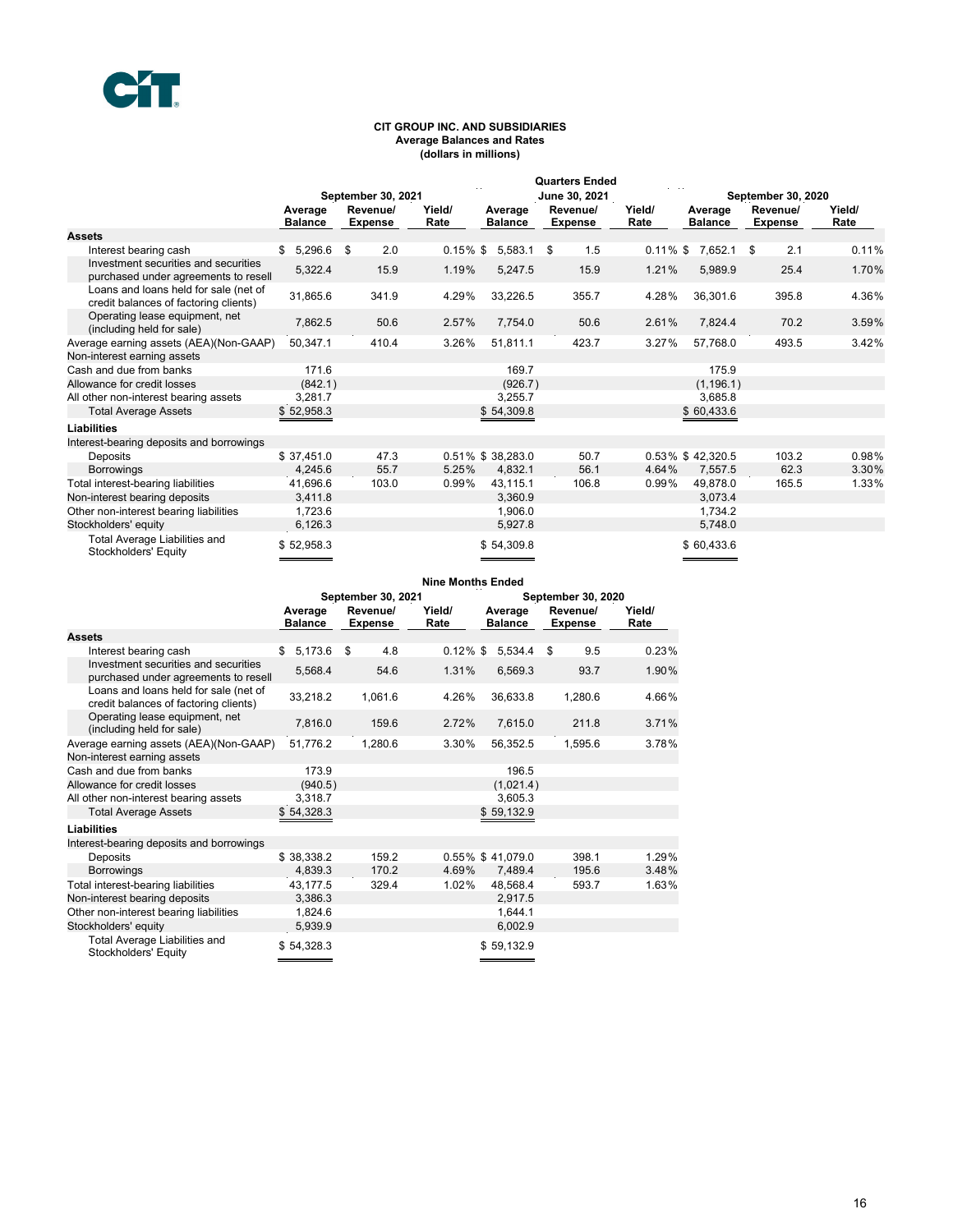**CIT GROUP INC. AND SUBSIDIARIES**
**Average Balances and Rates**
**(dollars in millions)**

| | Quarters Ended | | | | | | | | |
|---|---|---|---|---|---|---|---|---|---|
| | September 30, 2021 | | | June 30, 2021 | | | September 30, 2020 | | |
| | Average Balance | Revenue/ Expense | Yield/ Rate | Average Balance | Revenue/ Expense | Yield/ Rate | Average Balance | Revenue/ Expense | Yield/ Rate |
| **Assets** | | | | | | | | | |
| Interest bearing cash | $ 5,296.6 | $ 2.0 | 0.15% | $ 5,583.1 | $ 1.5 | 0.11% | $ 7,652.1 | $ 2.1 | 0.11% |
| Investment securities and securities purchased under agreements to resell | 5,322.4 | 15.9 | 1.19% | 5,247.5 | 15.9 | 1.21% | 5,989.9 | 25.4 | 1.70% |
| Loans and loans held for sale (net of credit balances of factoring clients) | 31,865.6 | 341.9 | 4.29% | 33,226.5 | 355.7 | 4.28% | 36,301.6 | 395.8 | 4.36% |
| Operating lease equipment, net (including held for sale) | 7,862.5 | 50.6 | 2.57% | 7,754.0 | 50.6 | 2.61% | 7,824.4 | 70.2 | 3.59% |
| Average earning assets (AEA)(Non-GAAP) | 50,347.1 | 410.4 | 3.26% | 51,811.1 | 423.7 | 3.27% | 57,768.0 | 493.5 | 3.42% |
| Non-interest earning assets | | | | | | | | | |
| Cash and due from banks | 171.6 | | | 169.7 | | | 175.9 | | |
| Allowance for credit losses | (842.1) | | | (926.7) | | | (1,196.1) | | |
| All other non-interest bearing assets | 3,281.7 | | | 3,255.7 | | | 3,685.8 | | |
| Total Average Assets | $ 52,958.3 | | | $ 54,309.8 | | | $ 60,433.6 | | |
| **Liabilities** | | | | | | | | | |
| Interest-bearing deposits and borrowings | | | | | | | | | |
| Deposits | $ 37,451.0 | 47.3 | 0.51% | $ 38,283.0 | 50.7 | 0.53% | $ 42,320.5 | 103.2 | 0.98% |
| Borrowings | 4,245.6 | 55.7 | 5.25% | 4,832.1 | 56.1 | 4.64% | 7,557.5 | 62.3 | 3.30% |
| Total interest-bearing liabilities | 41,696.6 | 103.0 | 0.99% | 43,115.1 | 106.8 | 0.99% | 49,878.0 | 165.5 | 1.33% |
| Non-interest bearing deposits | 3,411.8 | | | 3,360.9 | | | 3,073.4 | | |
| Other non-interest bearing liabilities | 1,723.6 | | | 1,906.0 | | | 1,734.2 | | |
| Stockholders' equity | 6,126.3 | | | 5,927.8 | | | 5,748.0 | | |
| Total Average Liabilities and Stockholders' Equity | $ 52,958.3 | | | $ 54,309.8 | | | $ 60,433.6 | | |

| | Nine Months Ended | | | | | |
|---|---|---|---|---|---|---|
| | September 30, 2021 | | | September 30, 2020 | | |
| | Average Balance | Revenue/ Expense | Yield/ Rate | Average Balance | Revenue/ Expense | Yield/ Rate |
| **Assets** | | | | | | |
| Interest bearing cash | $ 5,173.6 | $ 4.8 | 0.12% | $ 5,534.4 | $ 9.5 | 0.23% |
| Investment securities and securities purchased under agreements to resell | 5,568.4 | 54.6 | 1.31% | 6,569.3 | 93.7 | 1.90% |
| Loans and loans held for sale (net of credit balances of factoring clients) | 33,218.2 | 1,061.6 | 4.26% | 36,633.8 | 1,280.6 | 4.66% |
| Operating lease equipment, net (including held for sale) | 7,816.0 | 159.6 | 2.72% | 7,615.0 | 211.8 | 3.71% |
| Average earning assets (AEA)(Non-GAAP) | 51,776.2 | 1,280.6 | 3.30% | 56,352.5 | 1,595.6 | 3.78% |
| Non-interest earning assets | | | | | | |
| Cash and due from banks | 173.9 | | | 196.5 | | |
| Allowance for credit losses | (940.5) | | | (1,021.4) | | |
| All other non-interest bearing assets | 3,318.7 | | | 3,605.3 | | |
| Total Average Assets | $ 54,328.3 | | | $ 59,132.9 | | |
| **Liabilities** | | | | | | |
| Interest-bearing deposits and borrowings | | | | | | |
| Deposits | $ 38,338.2 | 159.2 | 0.55% | $ 41,079.0 | 398.1 | 1.29% |
| Borrowings | 4,839.3 | 170.2 | 4.69% | 7,489.4 | 195.6 | 3.48% |
| Total interest-bearing liabilities | 43,177.5 | 329.4 | 1.02% | 48,568.4 | 593.7 | 1.63% |
| Non-interest bearing deposits | 3,386.3 | | | 2,917.5 | | |
| Other non-interest bearing liabilities | 1,824.6 | | | 1,644.1 | | |
| Stockholders' equity | 5,939.9 | | | 6,002.9 | | |
| Total Average Liabilities and Stockholders' Equity | $ 54,328.3 | | | $ 59,132.9 | | |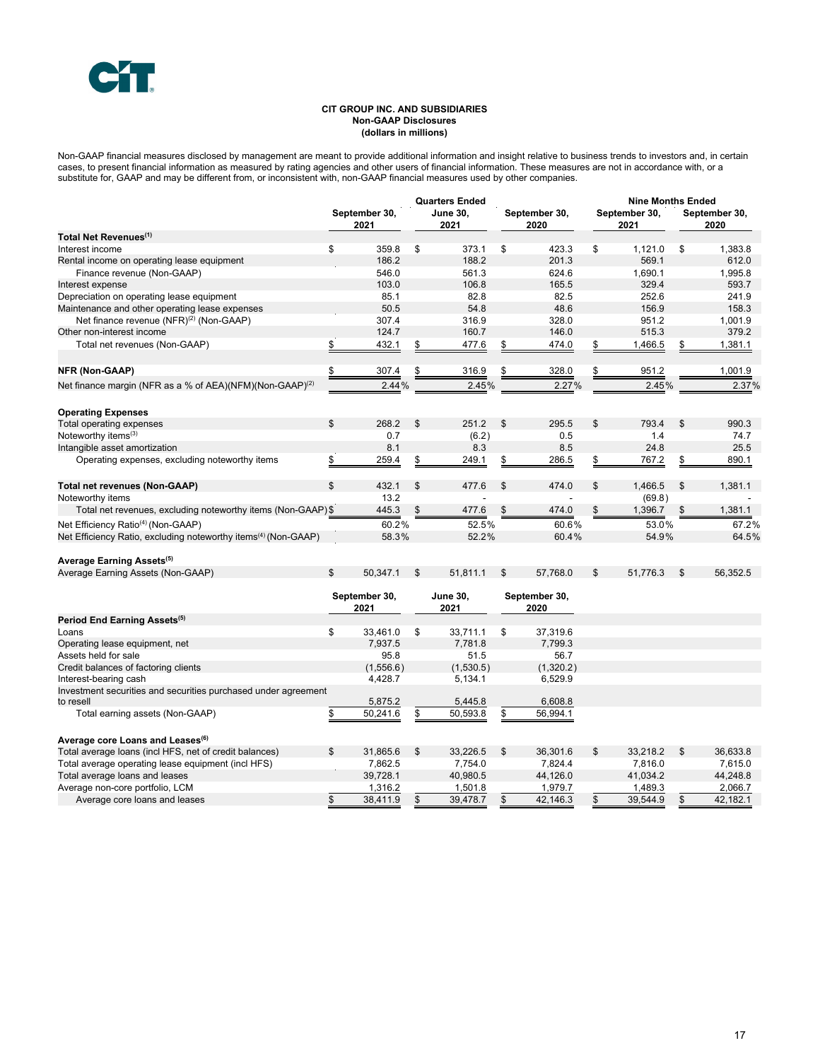**CIT GROUP INC. AND SUBSIDIARIES**
**Non-GAAP Disclosures**
**(dollars in millions)**

Non-GAAP financial measures disclosed by management are meant to provide additional information and insight relative to business trends to investors and, in certain cases, to present financial information as measured by rating agencies and other users of financial information. These measures are not in accordance with, or a substitute for, GAAP and may be different from, or inconsistent with, non-GAAP financial measures used by other companies.

| | Quarters Ended | | | Nine Months Ended | |
|---|---|---|---|---|---|
| | September 30, 2021 | June 30, 2021 | September 30, 2020 | September 30, 2021 | September 30, 2020 |
| **Total Net Revenues[1]** | | | | | |
| Interest income | $ 359.8 | $ 373.1 | $ 423.3 | $ 1,121.0 | $ 1,383.8 |
| Rental income on operating lease equipment | 186.2 | 188.2 | 201.3 | 569.1 | 612.0 |
| Finance revenue (Non-GAAP) | 546.0 | 561.3 | 624.6 | 1,690.1 | 1,995.8 |
| Interest expense | 103.0 | 106.8 | 165.5 | 329.4 | 593.7 |
| Depreciation on operating lease equipment | 85.1 | 82.8 | 82.5 | 252.6 | 241.9 |
| Maintenance and other operating lease expenses | 50.5 | 54.8 | 48.6 | 156.9 | 158.3 |
| Net finance revenue (NFR)[2] (Non-GAAP) | 307.4 | 316.9 | 328.0 | 951.2 | 1,001.9 |
| Other non-interest income | 124.7 | 160.7 | 146.0 | 515.3 | 379.2 |
| Total net revenues (Non-GAAP) | $ 432.1 | $ 477.6 | $ 474.0 | $ 1,466.5 | $ 1,381.1 |
| | | | | | |
| **NFR (Non-GAAP)** | $ 307.4 | $ 316.9 | $ 328.0 | $ 951.2 | 1,001.9 |
| Net finance margin (NFR as a % of AEA)(NFM)(Non-GAAP)[2] | 2.44% | 2.45% | 2.27% | 2.45% | 2.37% |
| | | | | | |
| **Operating Expenses** | | | | | |
| Total operating expenses | $ 268.2 | $ 251.2 | $ 295.5 | $ 793.4 | $ 990.3 |
| Noteworthy items[3] | 0.7 | (6.2) | 0.5 | 1.4 | 74.7 |
| Intangible asset amortization | 8.1 | 8.3 | 8.5 | 24.8 | 25.5 |
| Operating expenses, excluding noteworthy items | $ 259.4 | $ 249.1 | $ 286.5 | $ 767.2 | $ 890.1 |
| | | | | | |
| **Total net revenues (Non-GAAP)** | $ 432.1 | $ 477.6 | $ 474.0 | $ 1,466.5 | $ 1,381.1 |
| Noteworthy items | 13.2 | - | - | (69.8) | - |
| Total net revenues, excluding noteworthy items (Non-GAAP) | $ 445.3 | $ 477.6 | $ 474.0 | $ 1,396.7 | $ 1,381.1 |
| Net Efficiency Ratio[4] (Non-GAAP) | 60.2% | 52.5% | 60.6% | 53.0% | 67.2% |
| Net Efficiency Ratio, excluding noteworthy items[4] (Non-GAAP) | 58.3% | 52.2% | 60.4% | 54.9% | 64.5% |
| | | | | | |
| **Average Earning Assets[5]** | | | | | |
| Average Earning Assets (Non-GAAP) | $ 50,347.1 | $ 51,811.1 | $ 57,768.0 | $ 51,776.3 | $ 56,352.5 |

| | September 30, 2021 | June 30, 2021 | September 30, 2020 | | |
|---|---|---|---|---|---|
| **Period End Earning Assets[5]** | | | | | |
| Loans | $ 33,461.0 | $ 33,711.1 | $ 37,319.6 | | |
| Operating lease equipment, net | 7,937.5 | 7,781.8 | 7,799.3 | | |
| Assets held for sale | 95.8 | 51.5 | 56.7 | | |
| Credit balances of factoring clients | (1,556.6) | (1,530.5) | (1,320.2) | | |
| Interest-bearing cash | 4,428.7 | 5,134.1 | 6,529.9 | | |
| Investment securities and securities purchased under agreement to resell | 5,875.2 | 5,445.8 | 6,608.8 | | |
| Total earning assets (Non-GAAP) | $ 50,241.6 | $ 50,593.8 | $ 56,994.1 | | |
| | | | | | |
| **Average core Loans and Leases[6]** | | | | | |
| Total average loans (incl HFS, net of credit balances) | $ 31,865.6 | $ 33,226.5 | $ 36,301.6 | $ 33,218.2 | $ 36,633.8 |
| Total average operating lease equipment (incl HFS) | 7,862.5 | 7,754.0 | 7,824.4 | 7,816.0 | 7,615.0 |
| Total average loans and leases | 39,728.1 | 40,980.5 | 44,126.0 | 41,034.2 | 44,248.8 |
| Average non-core portfolio, LCM | 1,316.2 | 1,501.8 | 1,979.7 | 1,489.3 | 2,066.7 |
| Average core loans and leases | $ 38,411.9 | $ 39,478.7 | $ 42,146.3 | $ 39,544.9 | $ 42,182.1 |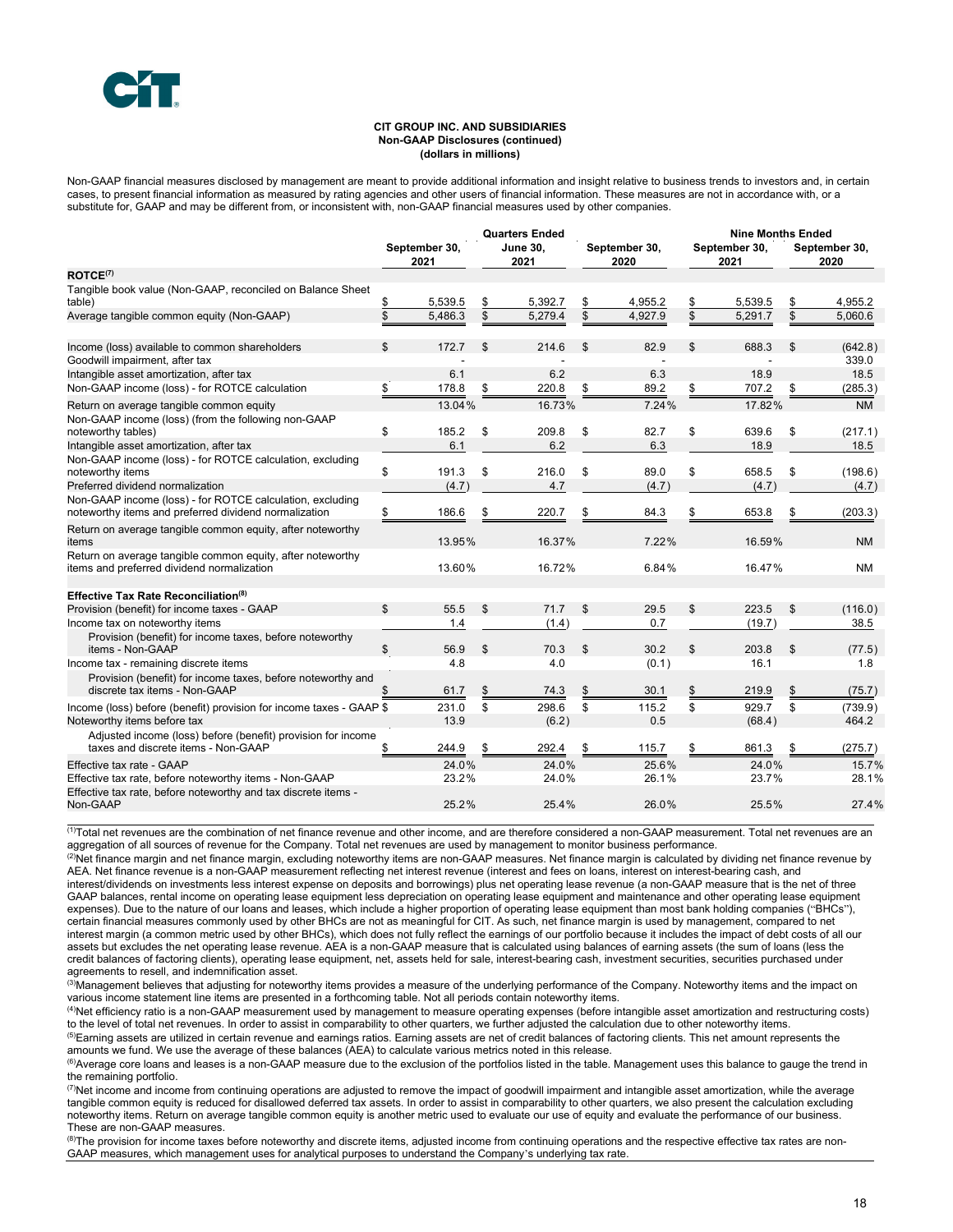**CIT GROUP INC. AND SUBSIDIARIES**
**Non-GAAP Disclosures (continued)**
**(dollars in millions)**

Non-GAAP financial measures disclosed by management are meant to provide additional information and insight relative to business trends to investors and, in certain cases, to present financial information as measured by rating agencies and other users of financial information. These measures are not in accordance with, or a substitute for, GAAP and may be different from, or inconsistent with, non-GAAP financial measures used by other companies.

| | Quarters Ended | | | Nine Months Ended | |
|---|---|---|---|---|---|
| | September 30, 2021 | June 30, 2021 | September 30, 2020 | September 30, 2021 | September 30, 2020 |
| **ROTCE[7]** | | | | | |
| Tangible book value (Non-GAAP, reconciled on Balance Sheet table) | $ 5,539.5 | $ 5,392.7 | $ 4,955.2 | $ 5,539.5 | $ 4,955.2 |
| Average tangible common equity (Non-GAAP) | $ 5,486.3 | $ 5,279.4 | $ 4,927.9 | $ 5,291.7 | $ 5,060.6 |
| | | | | | |
| Income (loss) available to common shareholders | $ 172.7 | $ 214.6 | $ 82.9 | $ 688.3 | $ (642.8) |
| Goodwill impairment, after tax | - | - | - | - | 339.0 |
| Intangible asset amortization, after tax | 6.1 | 6.2 | 6.3 | 18.9 | 18.5 |
| Non-GAAP income (loss) - for ROTCE calculation | $ 178.8 | $ 220.8 | $ 89.2 | $ 707.2 | $ (285.3) |
| Return on average tangible common equity | 13.04% | 16.73% | 7.24% | 17.82% | NM |
| Non-GAAP income (loss) (from the following non-GAAP noteworthy tables) | $ 185.2 | $ 209.8 | $ 82.7 | $ 639.6 | $ (217.1) |
| Intangible asset amortization, after tax | 6.1 | 6.2 | 6.3 | 18.9 | 18.5 |
| Non-GAAP income (loss) - for ROTCE calculation, excluding noteworthy items | $ 191.3 | $ 216.0 | $ 89.0 | $ 658.5 | $ (198.6) |
| Preferred dividend normalization | (4.7) | 4.7 | (4.7) | (4.7) | (4.7) |
| Non-GAAP income (loss) - for ROTCE calculation, excluding noteworthy items and preferred dividend normalization | $ 186.6 | $ 220.7 | $ 84.3 | $ 653.8 | $ (203.3) |
| Return on average tangible common equity, after noteworthy items | 13.95% | 16.37% | 7.22% | 16.59% | NM |
| Return on average tangible common equity, after noteworthy items and preferred dividend normalization | 13.60% | 16.72% | 6.84% | 16.47% | NM |
| | | | | | |
| **Effective Tax Rate Reconciliation[8]** | | | | | |
| Provision (benefit) for income taxes - GAAP | $ 55.5 | $ 71.7 | $ 29.5 | $ 223.5 | $ (116.0) |
| Income tax on noteworthy items | 1.4 | (1.4) | 0.7 | (19.7) | 38.5 |
| Provision (benefit) for income taxes, before noteworthy items - Non-GAAP | $ 56.9 | $ 70.3 | $ 30.2 | $ 203.8 | $ (77.5) |
| Income tax - remaining discrete items | 4.8 | 4.0 | (0.1) | 16.1 | 1.8 |
| Provision (benefit) for income taxes, before noteworthy and discrete tax items - Non-GAAP | $ 61.7 | $ 74.3 | $ 30.1 | $ 219.9 | $ (75.7) |
| Income (loss) before (benefit) provision for income taxes - GAAP | $ 231.0 | $ 298.6 | $ 115.2 | $ 929.7 | $ (739.9) |
| Noteworthy items before tax | 13.9 | (6.2) | 0.5 | (68.4) | 464.2 |
| Adjusted income (loss) before (benefit) provision for income taxes and discrete items - Non-GAAP | $ 244.9 | $ 292.4 | $ 115.7 | $ 861.3 | $ (275.7) |
| Effective tax rate - GAAP | 24.0% | 24.0% | 25.6% | 24.0% | 15.7% |
| Effective tax rate, before noteworthy items - Non-GAAP | 23.2% | 24.0% | 26.1% | 23.7% | 28.1% |
| Effective tax rate, before noteworthy and tax discrete items - Non-GAAP | 25.2% | 25.4% | 26.0% | 25.5% | 27.4% |

[1]Total net revenues are the combination of net finance revenue and other income, and are therefore considered a non-GAAP measurement. Total net revenues are an aggregation of all sources of revenue for the Company. Total net revenues are used by management to monitor business performance.

[2]Net finance margin and net finance margin, excluding noteworthy items are non-GAAP measures. Net finance margin is calculated by dividing net finance revenue by AEA. Net finance revenue is a non-GAAP measurement reflecting net interest revenue (interest and fees on loans, interest on interest-bearing cash, and interest/dividends on investments less interest expense on deposits and borrowings) plus net operating lease revenue (a non-GAAP measure that is the net of three GAAP balances, rental income on operating lease equipment less depreciation on operating lease equipment and maintenance and other operating lease equipment expenses). Due to the nature of our loans and leases, which include a higher proportion of operating lease equipment than most bank holding companies ("BHCs"), certain financial measures commonly used by other BHCs are not as meaningful for CIT. As such, net finance margin is used by management, compared to net interest margin (a common metric used by other BHCs), which does not fully reflect the earnings of our portfolio because it includes the impact of debt costs of all our assets but excludes the net operating lease revenue. AEA is a non-GAAP measure that is calculated using balances of earning assets (the sum of loans (less the credit balances of factoring clients), operating lease equipment, net, assets held for sale, interest-bearing cash, investment securities, securities purchased under agreements to resell, and indemnification asset.

[3]Management believes that adjusting for noteworthy items provides a measure of the underlying performance of the Company. Noteworthy items and the impact on various income statement line items are presented in a forthcoming table. Not all periods contain noteworthy items.

[4]Net efficiency ratio is a non-GAAP measurement used by management to measure operating expenses (before intangible asset amortization and restructuring costs) to the level of total net revenues. In order to assist in comparability to other quarters, we further adjusted the calculation due to other noteworthy items.

[5]Earning assets are utilized in certain revenue and earnings ratios. Earning assets are net of credit balances of factoring clients. This net amount represents the amounts we fund. We use the average of these balances (AEA) to calculate various metrics noted in this release.

[6]Average core loans and leases is a non-GAAP measure due to the exclusion of the portfolios listed in the table. Management uses this balance to gauge the trend in the remaining portfolio.

[7]Net income and income from continuing operations are adjusted to remove the impact of goodwill impairment and intangible asset amortization, while the average tangible common equity is reduced for disallowed deferred tax assets. In order to assist in comparability to other quarters, we also present the calculation excluding noteworthy items. Return on average tangible common equity is another metric used to evaluate our use of equity and evaluate the performance of our business. These are non-GAAP measures.

[8]The provision for income taxes before noteworthy and discrete items, adjusted income from continuing operations and the respective effective tax rates are non-GAAP measures, which management uses for analytical purposes to understand the Company's underlying tax rate.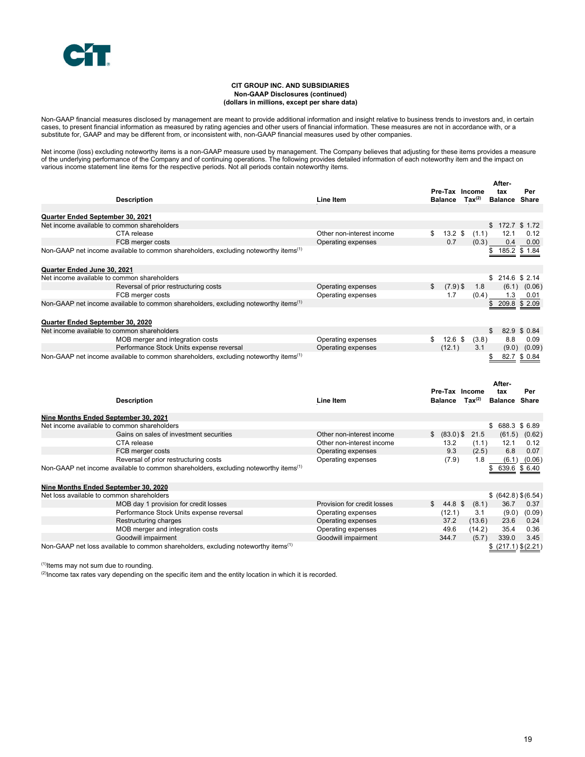**CIT GROUP INC. AND SUBSIDIARIES**
**Non-GAAP Disclosures (continued)**
**(dollars in millions, except per share data)**

Non-GAAP financial measures disclosed by management are meant to provide additional information and insight relative to business trends to investors and, in certain cases, to present financial information as measured by rating agencies and other users of financial information. These measures are not in accordance with, or a substitute for, GAAP and may be different from, or inconsistent with, non-GAAP financial measures used by other companies.

Net income (loss) excluding noteworthy items is a non-GAAP measure used by management. The Company believes that adjusting for these items provides a measure of the underlying performance of the Company and of continuing operations. The following provides detailed information of each noteworthy item and the impact on various income statement line items for the respective periods. Not all periods contain noteworthy items.

| Description | Line Item | Pre-Tax Balance | Income Tax[2] | After-tax Balance | Per Share |
|---|---|---|---|---|---|
| **Quarter Ended September 30, 2021** | | | | | |
| Net income available to common shareholders | | | | $ 172.7 | $ 1.72 |
| CTA release | Other non-interest income | $ 13.2 | $ (1.1) | 12.1 | 0.12 |
| FCB merger costs | Operating expenses | 0.7 | (0.3) | 0.4 | 0.00 |
| Non-GAAP net income available to common shareholders, excluding noteworthy items[1] | | | | $ 185.2 | $ 1.84 |
| **Quarter Ended June 30, 2021** | | | | | |
| Net income available to common shareholders | | | | $ 214.6 | $ 2.14 |
| Reversal of prior restructuring costs | Operating expenses | $ (7.9) | $ 1.8 | (6.1) | (0.06) |
| FCB merger costs | Operating expenses | 1.7 | (0.4) | 1.3 | 0.01 |
| Non-GAAP net income available to common shareholders, excluding noteworthy items[1] | | | | $ 209.8 | $ 2.09 |
| **Quarter Ended September 30, 2020** | | | | | |
| Net income available to common shareholders | | | | $ 82.9 | $ 0.84 |
| MOB merger and integration costs | Operating expenses | $ 12.6 | $ (3.8) | 8.8 | 0.09 |
| Performance Stock Units expense reversal | Operating expenses | (12.1) | 3.1 | (9.0) | (0.09) |
| Non-GAAP net income available to common shareholders, excluding noteworthy items[1] | | | | $ 82.7 | $ 0.84 |

| Description | Line Item | Pre-Tax Balance | Income Tax[2] | After-tax Balance | Per Share |
|---|---|---|---|---|---|
| **Nine Months Ended September 30, 2021** | | | | | |
| Net income available to common shareholders | | | | $ 688.3 | $ 6.89 |
| Gains on sales of investment securities | Other non-interest income | $ (83.0) | $ 21.5 | (61.5) | (0.62) |
| CTA release | Other non-interest income | 13.2 | (1.1) | 12.1 | 0.12 |
| FCB merger costs | Operating expenses | 9.3 | (2.5) | 6.8 | 0.07 |
| Reversal of prior restructuring costs | Operating expenses | (7.9) | 1.8 | (6.1) | (0.06) |
| Non-GAAP net income available to common shareholders, excluding noteworthy items[1] | | | | $ 639.6 | $ 6.40 |
| **Nine Months Ended September 30, 2020** | | | | | |
| Net loss available to common shareholders | | | | $ (642.8) | $ (6.54) |
| MOB day 1 provision for credit losses | Provision for credit losses | $ 44.8 | $ (8.1) | 36.7 | 0.37 |
| Performance Stock Units expense reversal | Operating expenses | (12.1) | 3.1 | (9.0) | (0.09) |
| Restructuring charges | Operating expenses | 37.2 | (13.6) | 23.6 | 0.24 |
| MOB merger and integration costs | Operating expenses | 49.6 | (14.2) | 35.4 | 0.36 |
| Goodwill impairment | Goodwill impairment | 344.7 | (5.7) | 339.0 | 3.45 |
| Non-GAAP net loss available to common shareholders, excluding noteworthy items[1] | | | | $ (217.1) | $ (2.21) |

[1] Items may not sum due to rounding.

[2] Income tax rates vary depending on the specific item and the entity location in which it is recorded.